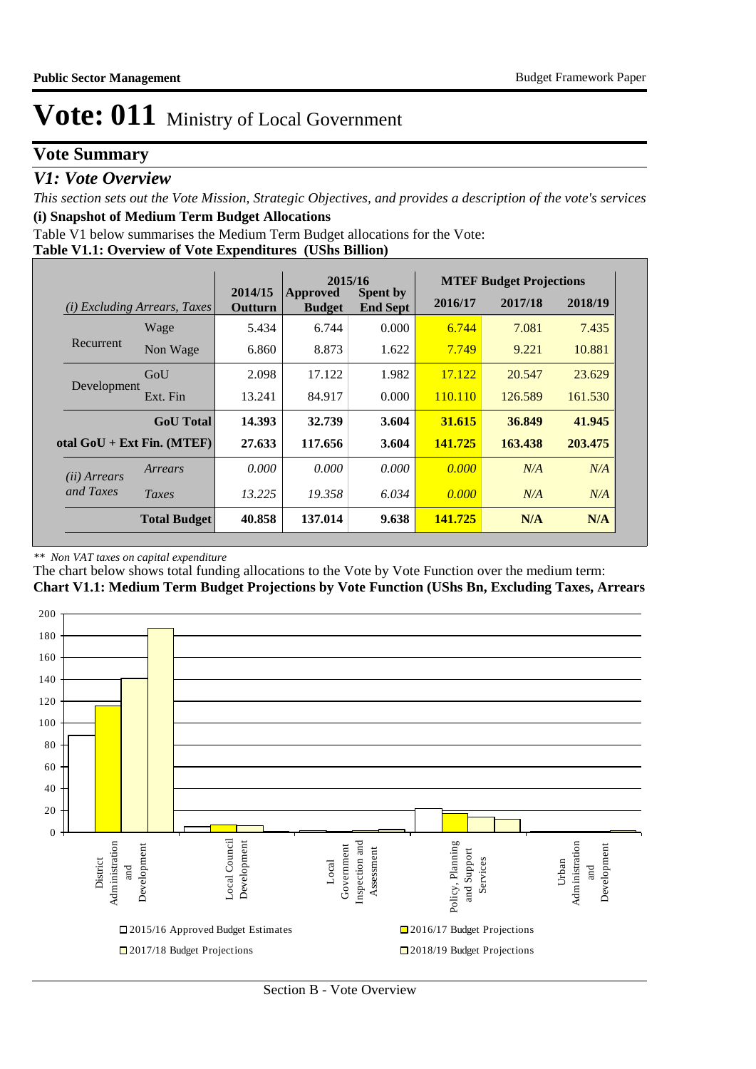# Vote: 011 Ministry of Local Government

## Vote Summary

### *V1: Vote Overview*

*This section sets out the Vote Mission, Strategic Objectives, and provides a description of the vote's services*

**(i) Snapshot of Medium Term Budget Allocations**

Table V1 below summarises the Medium Term Budget allocations for the Vote:

**Table V1.1: Overview of Vote Expenditures (UShs Billion)**

| *(i) Excluding Arrears, Taxes* | | 2014/15 Outturn | 2015/16 Approved Budget | 2015/16 Spent by End Sept | MTEF Budget Projections 2016/17 | 2017/18 | 2018/19 |
|---|---|---|---|---|---|---|---|
| Recurrent | Wage | 5.434 | 6.744 | 0.000 | 6.744 | 7.081 | 7.435 |
| | Non Wage | 6.860 | 8.873 | 1.622 | 7.749 | 9.221 | 10.881 |
| Development | GoU | 2.098 | 17.122 | 1.982 | 17.122 | 20.547 | 23.629 |
| | Ext. Fin | 13.241 | 84.917 | 0.000 | 110.110 | 126.589 | 161.530 |
| | **GoU Total** | **14.393** | **32.739** | **3.604** | **31.615** | **36.849** | **41.945** |
| **otal GoU + Ext Fin. (MTEF)** | | **27.633** | **117.656** | **3.604** | **141.725** | **163.438** | **203.475** |
| *(ii) Arrears and Taxes* | *Arrears* | *0.000* | *0.000* | *0.000* | *0.000* | *N/A* | *N/A* |
| | *Taxes* | *13.225* | *19.358* | *6.034* | *0.000* | *N/A* | *N/A* |
| | **Total Budget** | **40.858** | **137.014** | **9.638** | **141.725** | **N/A** | **N/A** |

*\*\* Non VAT taxes on capital expenditure*

The chart below shows total funding allocations to the Vote by Vote Function over the medium term:

**Chart V1.1: Medium Term Budget Projections by Vote Function (UShs Bn, Excluding Taxes, Arrears**

Vote Functions: District Administration and Development; Local Council Development; Local Government Inspection and Assessment; Policy, Planning and Support Services; Urban Administration and Development

Legend: 2015/16 Approved Budget Estimates; 2016/17 Budget Projections; 2017/18 Budget Projections; 2018/19 Budget Projections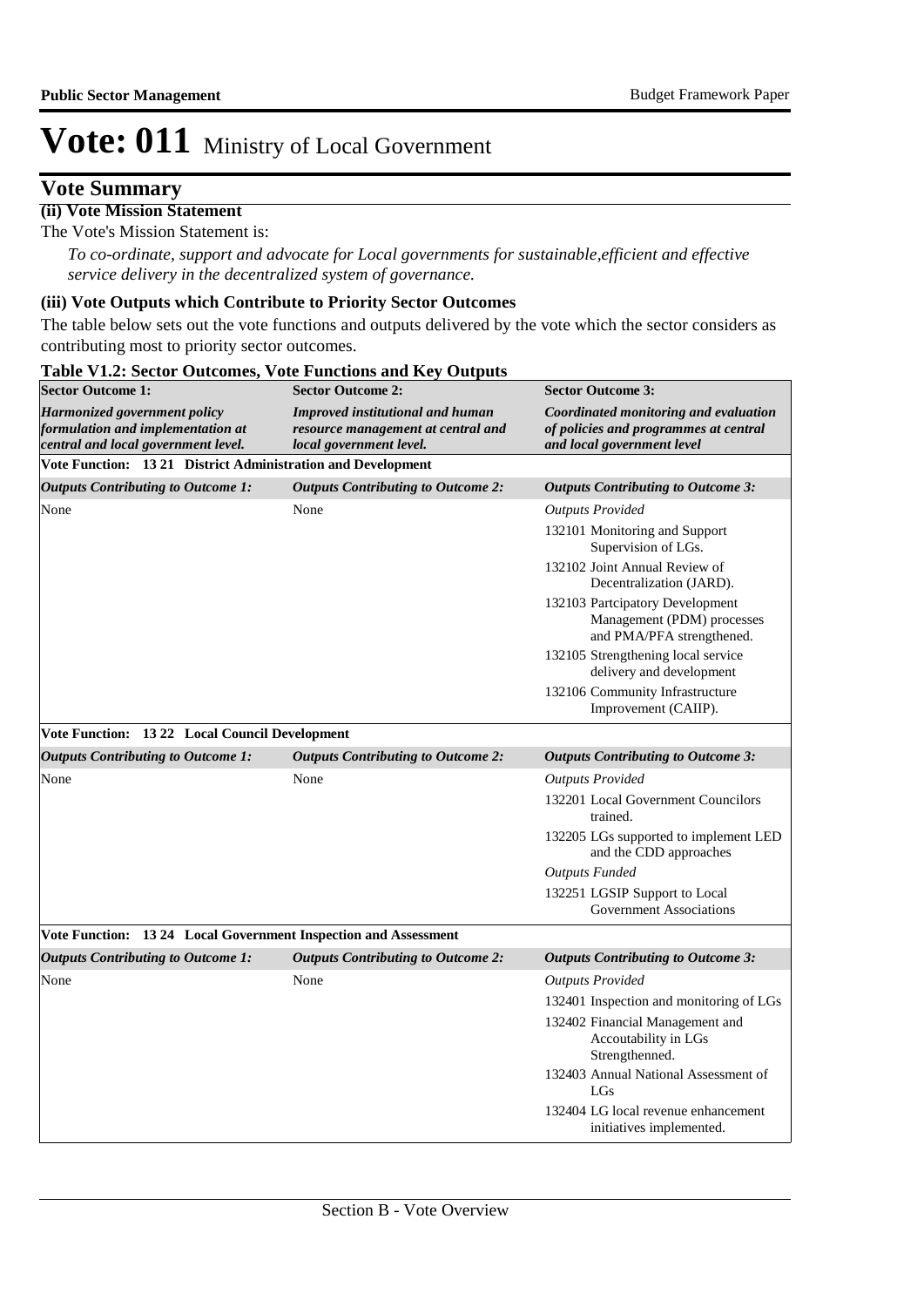# Vote: 011 Ministry of Local Government

## Vote Summary

**(ii) Vote Mission Statement**

The Vote's Mission Statement is:

*To co-ordinate, support and advocate for Local governments for sustainable,efficient and effective service delivery in the decentralized system of governance.*

**(iii) Vote Outputs which Contribute to Priority Sector Outcomes**

The table below sets out the vote functions and outputs delivered by the vote which the sector considers as contributing most to priority sector outcomes.

**Table V1.2: Sector Outcomes, Vote Functions and Key Outputs**

| **Sector Outcome 1:** | **Sector Outcome 2:** | **Sector Outcome 3:** |
|---|---|---|
| ***Harmonized government policy formulation and implementation at central and local government level.*** | ***Improved institutional and human resource management at central and local government level.*** | ***Coordinated monitoring and evaluation of policies and programmes at central and local government level*** |
| **Vote Function: 13 21 District Administration and Development** | | |
| ***Outputs Contributing to Outcome 1:*** | ***Outputs Contributing to Outcome 2:*** | ***Outputs Contributing to Outcome 3:*** |
| None | None | *Outputs Provided*<br>132101 Monitoring and Support Supervision of LGs.<br>132102 Joint Annual Review of Decentralization (JARD).<br>132103 Partcipatory Development Management (PDM) processes and PMA/PFA strengthened.<br>132105 Strengthening local service delivery and development<br>132106 Community Infrastructure Improvement (CAIIP). |
| **Vote Function: 13 22 Local Council Development** | | |
| ***Outputs Contributing to Outcome 1:*** | ***Outputs Contributing to Outcome 2:*** | ***Outputs Contributing to Outcome 3:*** |
| None | None | *Outputs Provided*<br>132201 Local Government Councilors trained.<br>132205 LGs supported to implement LED and the CDD approaches<br>*Outputs Funded*<br>132251 LGSIP Support to Local Government Associations |
| **Vote Function: 13 24 Local Government Inspection and Assessment** | | |
| ***Outputs Contributing to Outcome 1:*** | ***Outputs Contributing to Outcome 2:*** | ***Outputs Contributing to Outcome 3:*** |
| None | None | *Outputs Provided*<br>132401 Inspection and monitoring of LGs<br>132402 Financial Management and Accoutability in LGs Strengthenned.<br>132403 Annual National Assessment of LGs<br>132404 LG local revenue enhancement initiatives implemented. |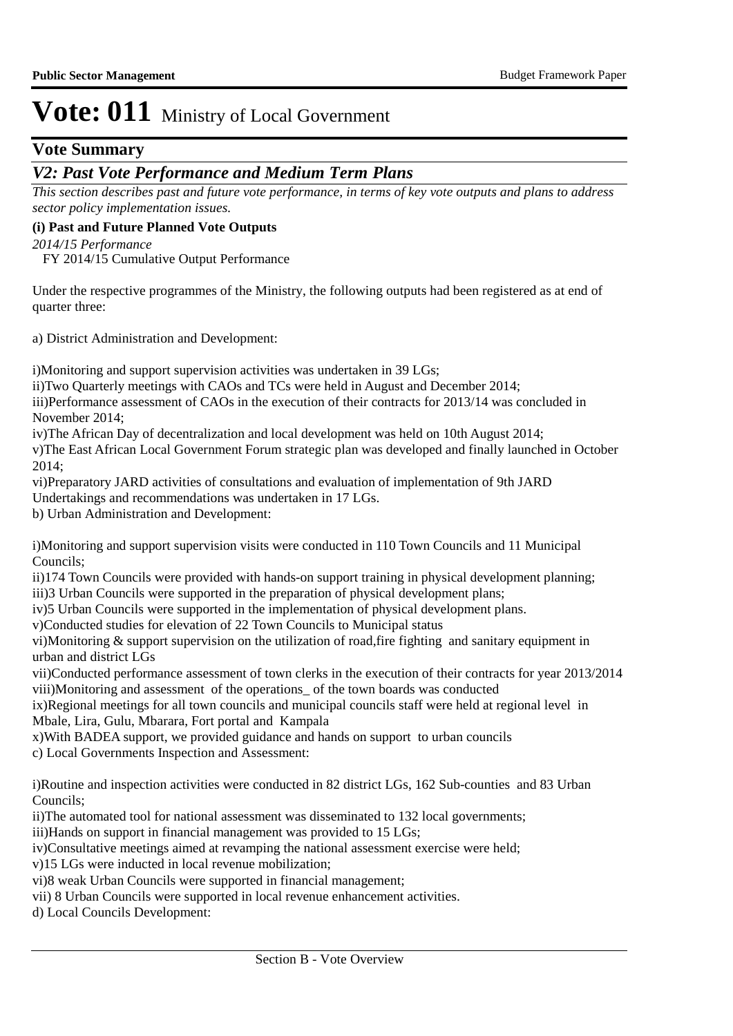# Vote: 011 Ministry of Local Government

## Vote Summary

### V2: Past Vote Performance and Medium Term Plans

*This section describes past and future vote performance, in terms of key vote outputs and plans to address sector policy implementation issues.*

**(i) Past and Future Planned Vote Outputs**

*2014/15 Performance*

FY 2014/15 Cumulative Output Performance

Under the respective programmes of the Ministry, the following outputs had been registered as at end of quarter three:

a) District Administration and Development:

i)Monitoring and support supervision activities was undertaken in 39 LGs;
ii)Two Quarterly meetings with CAOs and TCs were held in August and December 2014;
iii)Performance assessment of CAOs in the execution of their contracts for 2013/14 was concluded in November 2014;
iv)The African Day of decentralization and local development was held on 10th August 2014;
v)The East African Local Government Forum strategic plan was developed and finally launched in October 2014;
vi)Preparatory JARD activities of consultations and evaluation of implementation of 9th JARD Undertakings and recommendations was undertaken in 17 LGs.

b) Urban Administration and Development:

i)Monitoring and support supervision visits were conducted in 110 Town Councils and 11 Municipal Councils;
ii)174 Town Councils were provided with hands-on support training in physical development planning;
iii)3 Urban Councils were supported in the preparation of physical development plans;
iv)5 Urban Councils were supported in the implementation of physical development plans.
v)Conducted studies for elevation of 22 Town Councils to Municipal status
vi)Monitoring & support supervision on the utilization of road,fire fighting and sanitary equipment in urban and district LGs
vii)Conducted performance assessment of town clerks in the execution of their contracts for year 2013/2014
viii)Monitoring and assessment of the operations_ of the town boards was conducted
ix)Regional meetings for all town councils and municipal councils staff were held at regional level in Mbale, Lira, Gulu, Mbarara, Fort portal and Kampala
x)With BADEA support, we provided guidance and hands on support to urban councils

c) Local Governments Inspection and Assessment:

i)Routine and inspection activities were conducted in 82 district LGs, 162 Sub-counties and 83 Urban Councils;
ii)The automated tool for national assessment was disseminated to 132 local governments;
iii)Hands on support in financial management was provided to 15 LGs;
iv)Consultative meetings aimed at revamping the national assessment exercise were held;
v)15 LGs were inducted in local revenue mobilization;
vi)8 weak Urban Councils were supported in financial management;
vii) 8 Urban Councils were supported in local revenue enhancement activities.

d) Local Councils Development: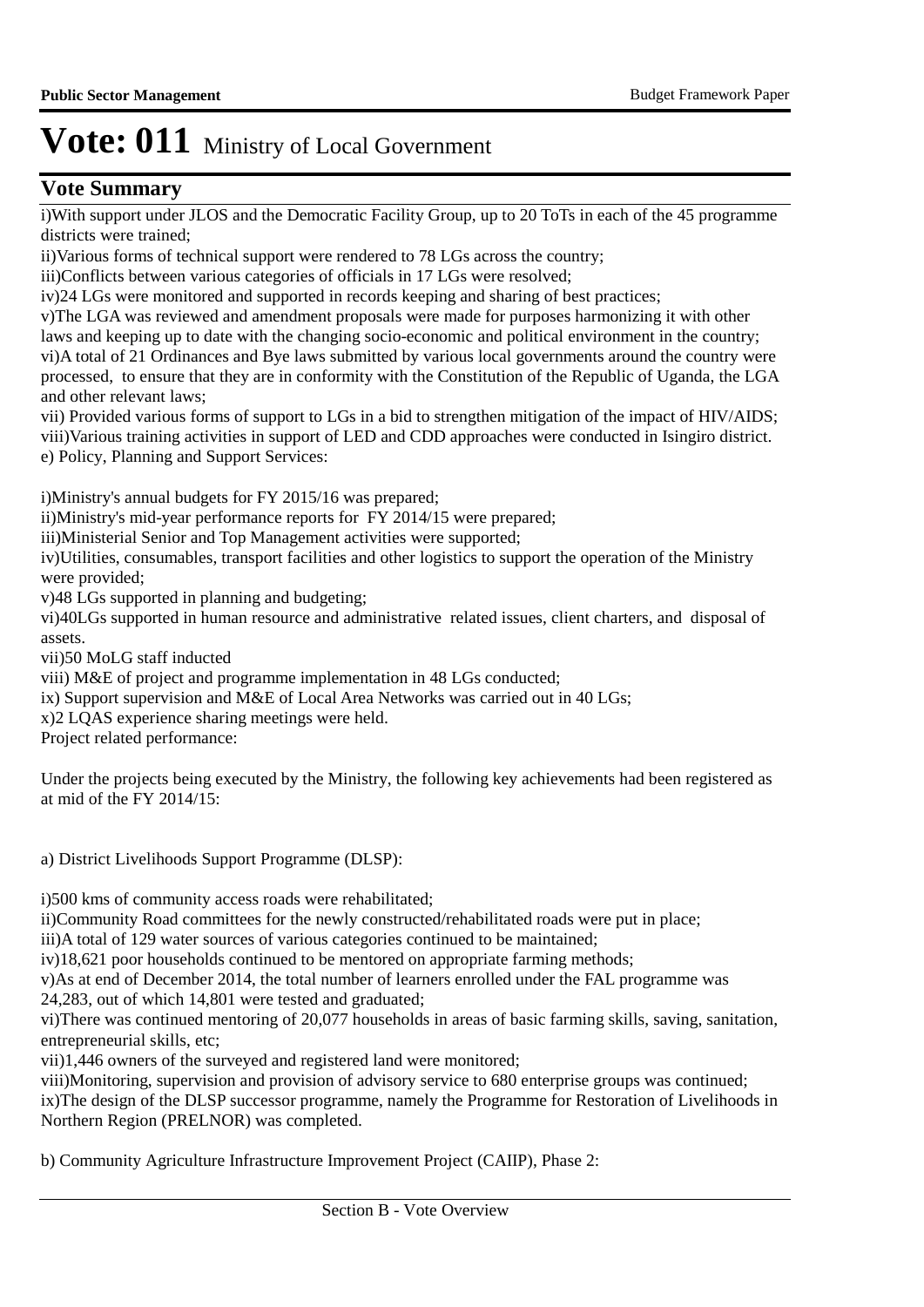# Vote: 011 Ministry of Local Government

## Vote Summary

i)With support under JLOS and the Democratic Facility Group, up to 20 ToTs in each of the 45 programme districts were trained;
ii)Various forms of technical support were rendered to 78 LGs across the country;
iii)Conflicts between various categories of officials in 17 LGs were resolved;
iv)24 LGs were monitored and supported in records keeping and sharing of best practices;
v)The LGA was reviewed and amendment proposals were made for purposes harmonizing it with other laws and keeping up to date with the changing socio-economic and political environment in the country;
vi)A total of 21 Ordinances and Bye laws submitted by various local governments around the country were processed, to ensure that they are in conformity with the Constitution of the Republic of Uganda, the LGA and other relevant laws;
vii) Provided various forms of support to LGs in a bid to strengthen mitigation of the impact of HIV/AIDS;
viii)Various training activities in support of LED and CDD approaches were conducted in Isingiro district.
e) Policy, Planning and Support Services:

i)Ministry's annual budgets for FY 2015/16 was prepared;
ii)Ministry's mid-year performance reports for FY 2014/15 were prepared;
iii)Ministerial Senior and Top Management activities were supported;
iv)Utilities, consumables, transport facilities and other logistics to support the operation of the Ministry were provided;
v)48 LGs supported in planning and budgeting;
vi)40LGs supported in human resource and administrative related issues, client charters, and disposal of assets.
vii)50 MoLG staff inducted
viii) M&E of project and programme implementation in 48 LGs conducted;
ix) Support supervision and M&E of Local Area Networks was carried out in 40 LGs;
x)2 LQAS experience sharing meetings were held.
Project related performance:

Under the projects being executed by the Ministry, the following key achievements had been registered as at mid of the FY 2014/15:

a) District Livelihoods Support Programme (DLSP):

i)500 kms of community access roads were rehabilitated;
ii)Community Road committees for the newly constructed/rehabilitated roads were put in place;
iii)A total of 129 water sources of various categories continued to be maintained;
iv)18,621 poor households continued to be mentored on appropriate farming methods;
v)As at end of December 2014, the total number of learners enrolled under the FAL programme was 24,283, out of which 14,801 were tested and graduated;
vi)There was continued mentoring of 20,077 households in areas of basic farming skills, saving, sanitation, entrepreneurial skills, etc;
vii)1,446 owners of the surveyed and registered land were monitored;
viii)Monitoring, supervision and provision of advisory service to 680 enterprise groups was continued;
ix)The design of the DLSP successor programme, namely the Programme for Restoration of Livelihoods in Northern Region (PRELNOR) was completed.

b) Community Agriculture Infrastructure Improvement Project (CAIIP), Phase 2: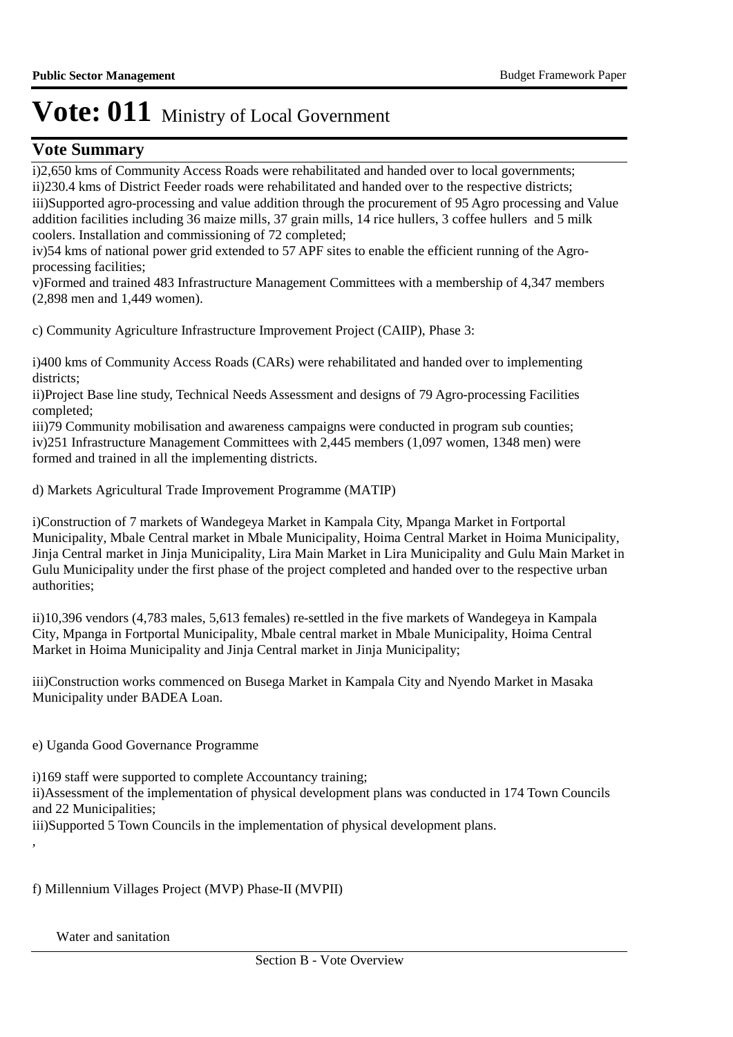# Vote: 011 Ministry of Local Government

## Vote Summary

i)2,650 kms of Community Access Roads were rehabilitated and handed over to local governments;
ii)230.4 kms of District Feeder roads were rehabilitated and handed over to the respective districts;
iii)Supported agro-processing and value addition through the procurement of 95 Agro processing and Value addition facilities including 36 maize mills, 37 grain mills, 14 rice hullers, 3 coffee hullers and 5 milk coolers. Installation and commissioning of 72 completed;
iv)54 kms of national power grid extended to 57 APF sites to enable the efficient running of the Agro-processing facilities;
v)Formed and trained 483 Infrastructure Management Committees with a membership of 4,347 members (2,898 men and 1,449 women).

c) Community Agriculture Infrastructure Improvement Project (CAIIP), Phase 3:

i)400 kms of Community Access Roads (CARs) were rehabilitated and handed over to implementing districts;
ii)Project Base line study, Technical Needs Assessment and designs of 79 Agro-processing Facilities completed;
iii)79 Community mobilisation and awareness campaigns were conducted in program sub counties;
iv)251 Infrastructure Management Committees with 2,445 members (1,097 women, 1348 men) were formed and trained in all the implementing districts.

d) Markets Agricultural Trade Improvement Programme (MATIP)

i)Construction of 7 markets of Wandegeya Market in Kampala City, Mpanga Market in Fortportal Municipality, Mbale Central market in Mbale Municipality, Hoima Central Market in Hoima Municipality, Jinja Central market in Jinja Municipality, Lira Main Market in Lira Municipality and Gulu Main Market in Gulu Municipality under the first phase of the project completed and handed over to the respective urban authorities;

ii)10,396 vendors (4,783 males, 5,613 females) re-settled in the five markets of Wandegeya in Kampala City, Mpanga in Fortportal Municipality, Mbale central market in Mbale Municipality, Hoima Central Market in Hoima Municipality and Jinja Central market in Jinja Municipality;

iii)Construction works commenced on Busega Market in Kampala City and Nyendo Market in Masaka Municipality under BADEA Loan.

e) Uganda Good Governance Programme

i)169 staff were supported to complete Accountancy training;
ii)Assessment of the implementation of physical development plans was conducted in 174 Town Councils and 22 Municipalities;
iii)Supported 5 Town Councils in the implementation of physical development plans.
,

f) Millennium Villages Project (MVP) Phase-II (MVPII)

Water and sanitation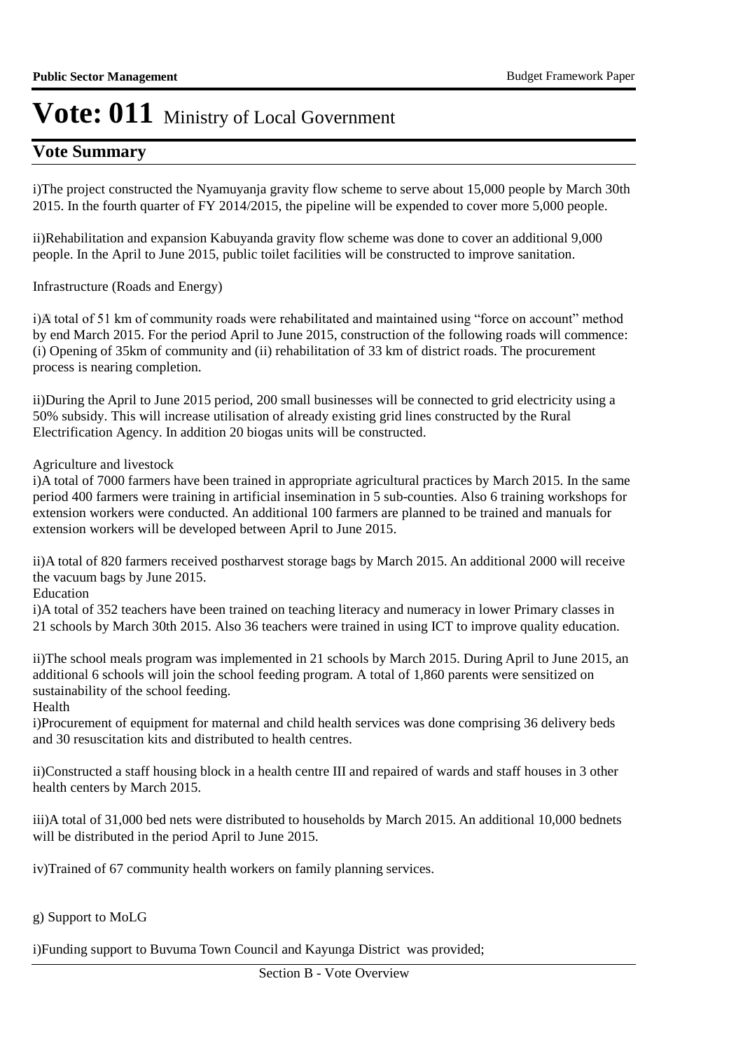# Vote: 011 Ministry of Local Government

## Vote Summary

i)The project constructed the Nyamuyanja gravity flow scheme to serve about 15,000 people by March 30th 2015. In the fourth quarter of FY 2014/2015, the pipeline will be expended to cover more 5,000 people.

ii)Rehabilitation and expansion Kabuyanda gravity flow scheme was done to cover an additional 9,000 people. In the April to June 2015, public toilet facilities will be constructed to improve sanitation.

Infrastructure (Roads and Energy)

i)A total of 51 km of community roads were rehabilitated and maintained using "force on account" method by end March 2015. For the period April to June 2015, construction of the following roads will commence: (i) Opening of 35km of community and (ii) rehabilitation of 33 km of district roads. The procurement process is nearing completion.

ii)During the April to June 2015 period, 200 small businesses will be connected to grid electricity using a 50% subsidy. This will increase utilisation of already existing grid lines constructed by the Rural Electrification Agency. In addition 20 biogas units will be constructed.

Agriculture and livestock

i)A total of 7000 farmers have been trained in appropriate agricultural practices by March 2015. In the same period 400 farmers were training in artificial insemination in 5 sub-counties. Also 6 training workshops for extension workers were conducted. An additional 100 farmers are planned to be trained and manuals for extension workers will be developed between April to June 2015.

ii)A total of 820 farmers received postharvest storage bags by March 2015. An additional 2000 will receive the vacuum bags by June 2015.

Education

i)A total of 352 teachers have been trained on teaching literacy and numeracy in lower Primary classes in 21 schools by March 30th 2015. Also 36 teachers were trained in using ICT to improve quality education.

ii)The school meals program was implemented in 21 schools by March 2015. During April to June 2015, an additional 6 schools will join the school feeding program. A total of 1,860 parents were sensitized on sustainability of the school feeding.

Health

i)Procurement of equipment for maternal and child health services was done comprising 36 delivery beds and 30 resuscitation kits and distributed to health centres.

ii)Constructed a staff housing block in a health centre III and repaired of wards and staff houses in 3 other health centers by March 2015.

iii)A total of 31,000 bed nets were distributed to households by March 2015. An additional 10,000 bednets will be distributed in the period April to June 2015.

iv)Trained of 67 community health workers on family planning services.

g) Support to MoLG

i)Funding support to Buvuma Town Council and Kayunga District was provided;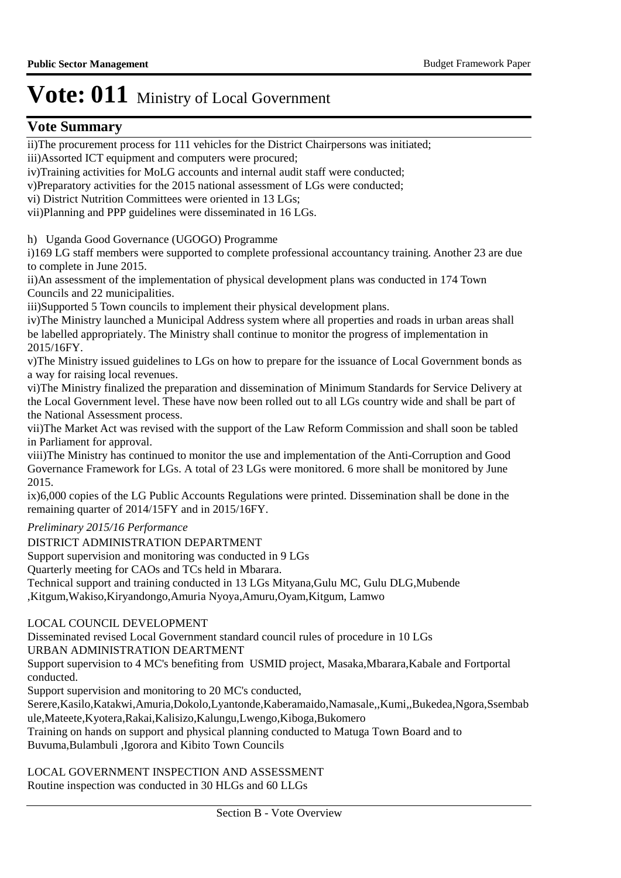# Vote: 011 Ministry of Local Government

## Vote Summary

ii)The procurement process for 111 vehicles for the District Chairpersons was initiated;

iii)Assorted ICT equipment and computers were procured;

iv)Training activities for MoLG accounts and internal audit staff were conducted;

v)Preparatory activities for the 2015 national assessment of LGs were conducted;

vi) District Nutrition Committees were oriented in 13 LGs;

vii)Planning and PPP guidelines were disseminated in 16 LGs.

h) Uganda Good Governance (UGOGO) Programme

i)169 LG staff members were supported to complete professional accountancy training. Another 23 are due to complete in June 2015.

ii)An assessment of the implementation of physical development plans was conducted in 174 Town Councils and 22 municipalities.

iii)Supported 5 Town councils to implement their physical development plans.

iv)The Ministry launched a Municipal Address system where all properties and roads in urban areas shall be labelled appropriately. The Ministry shall continue to monitor the progress of implementation in 2015/16FY.

v)The Ministry issued guidelines to LGs on how to prepare for the issuance of Local Government bonds as a way for raising local revenues.

vi)The Ministry finalized the preparation and dissemination of Minimum Standards for Service Delivery at the Local Government level. These have now been rolled out to all LGs country wide and shall be part of the National Assessment process.

vii)The Market Act was revised with the support of the Law Reform Commission and shall soon be tabled in Parliament for approval.

viii)The Ministry has continued to monitor the use and implementation of the Anti-Corruption and Good Governance Framework for LGs. A total of 23 LGs were monitored. 6 more shall be monitored by June 2015.

ix)6,000 copies of the LG Public Accounts Regulations were printed. Dissemination shall be done in the remaining quarter of 2014/15FY and in 2015/16FY.

*Preliminary 2015/16 Performance*

DISTRICT ADMINISTRATION DEPARTMENT

Support supervision and monitoring was conducted in 9 LGs

Quarterly meeting for CAOs and TCs held in Mbarara.

Technical support and training conducted in 13 LGs Mityana,Gulu MC, Gulu DLG,Mubende ,Kitgum,Wakiso,Kiryandongo,Amuria Nyoya,Amuru,Oyam,Kitgum, Lamwo

LOCAL COUNCIL DEVELOPMENT

Disseminated revised Local Government standard council rules of procedure in 10 LGs

URBAN ADMINISTRATION DEARTMENT

Support supervision to 4 MC's benefiting from USMID project, Masaka,Mbarara,Kabale and Fortportal conducted.

Support supervision and monitoring to 20 MC's conducted, Serere,Kasilo,Katakwi,Amuria,Dokolo,Lyantonde,Kaberamaido,Namasale,,Kumi,,Bukedea,Ngora,Ssembabule,Mateete,Kyotera,Rakai,Kalisizo,Kalungu,Lwengo,Kiboga,Bukomero

Training on hands on support and physical planning conducted to Matuga Town Board and to Buvuma,Bulambuli ,Igorora and Kibito Town Councils

LOCAL GOVERNMENT INSPECTION AND ASSESSMENT

Routine inspection was conducted in 30 HLGs and 60 LLGs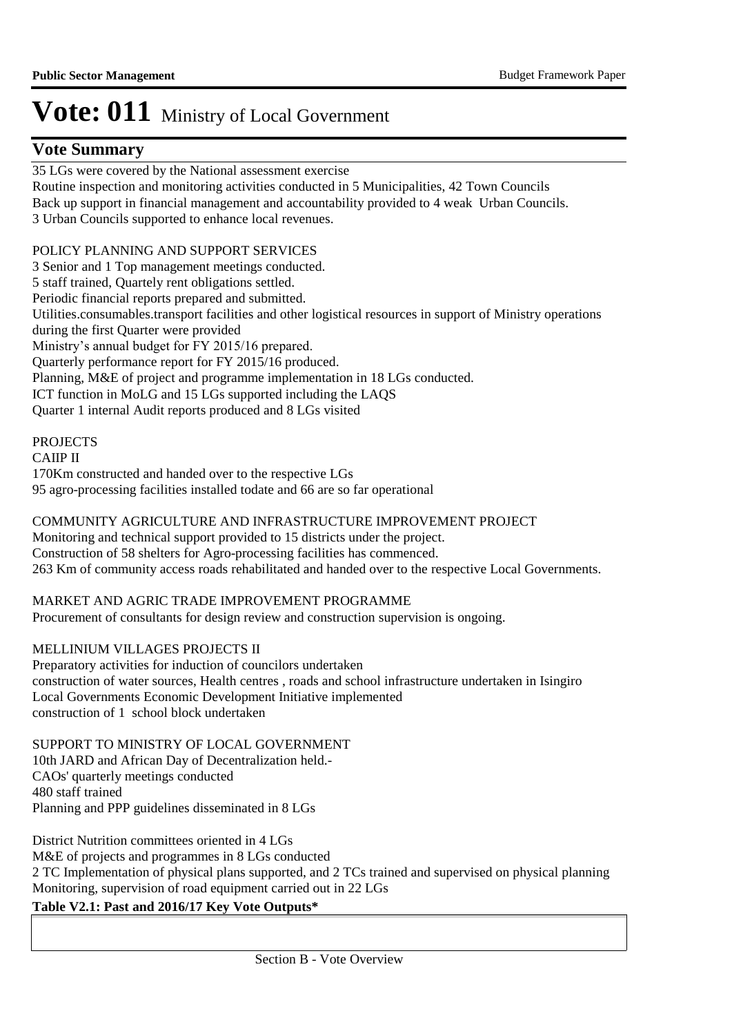# Vote: 011 Ministry of Local Government

## Vote Summary

35 LGs were covered by the National assessment exercise
Routine inspection and monitoring activities conducted in 5 Municipalities, 42 Town Councils
Back up support in financial management and accountability provided to 4 weak Urban Councils.
3 Urban Councils supported to enhance local revenues.

POLICY PLANNING AND SUPPORT SERVICES
3 Senior and 1 Top management meetings conducted.
5 staff trained, Quartely rent obligations settled.
Periodic financial reports prepared and submitted.
Utilities.consumables.transport facilities and other logistical resources in support of Ministry operations during the first Quarter were provided
Ministry's annual budget for FY 2015/16 prepared.
Quarterly performance report for FY 2015/16 produced.
Planning, M&E of project and programme implementation in 18 LGs conducted.
ICT function in MoLG and 15 LGs supported including the LAQS
Quarter 1 internal Audit reports produced and 8 LGs visited

PROJECTS
CAIIP II
170Km constructed and handed over to the respective LGs
95 agro-processing facilities installed todate and 66 are so far operational

COMMUNITY AGRICULTURE AND INFRASTRUCTURE IMPROVEMENT PROJECT
Monitoring and technical support provided to 15 districts under the project.
Construction of 58 shelters for Agro-processing facilities has commenced.
263 Km of community access roads rehabilitated and handed over to the respective Local Governments.

MARKET AND AGRIC TRADE IMPROVEMENT PROGRAMME
Procurement of consultants for design review and construction supervision is ongoing.

MELLINIUM VILLAGES PROJECTS II
Preparatory activities for induction of councilors undertaken
construction of water sources, Health centres , roads and school infrastructure undertaken in Isingiro
Local Governments Economic Development Initiative implemented
construction of 1 school block undertaken

SUPPORT TO MINISTRY OF LOCAL GOVERNMENT
10th JARD and African Day of Decentralization held.-
CAOs' quarterly meetings conducted
480 staff trained
Planning and PPP guidelines disseminated in 8 LGs

District Nutrition committees oriented in 4 LGs
M&E of projects and programmes in 8 LGs conducted
2 TC Implementation of physical plans supported, and 2 TCs trained and supervised on physical planning
Monitoring, supervision of road equipment carried out in 22 LGs

**Table V2.1: Past and 2016/17 Key Vote Outputs***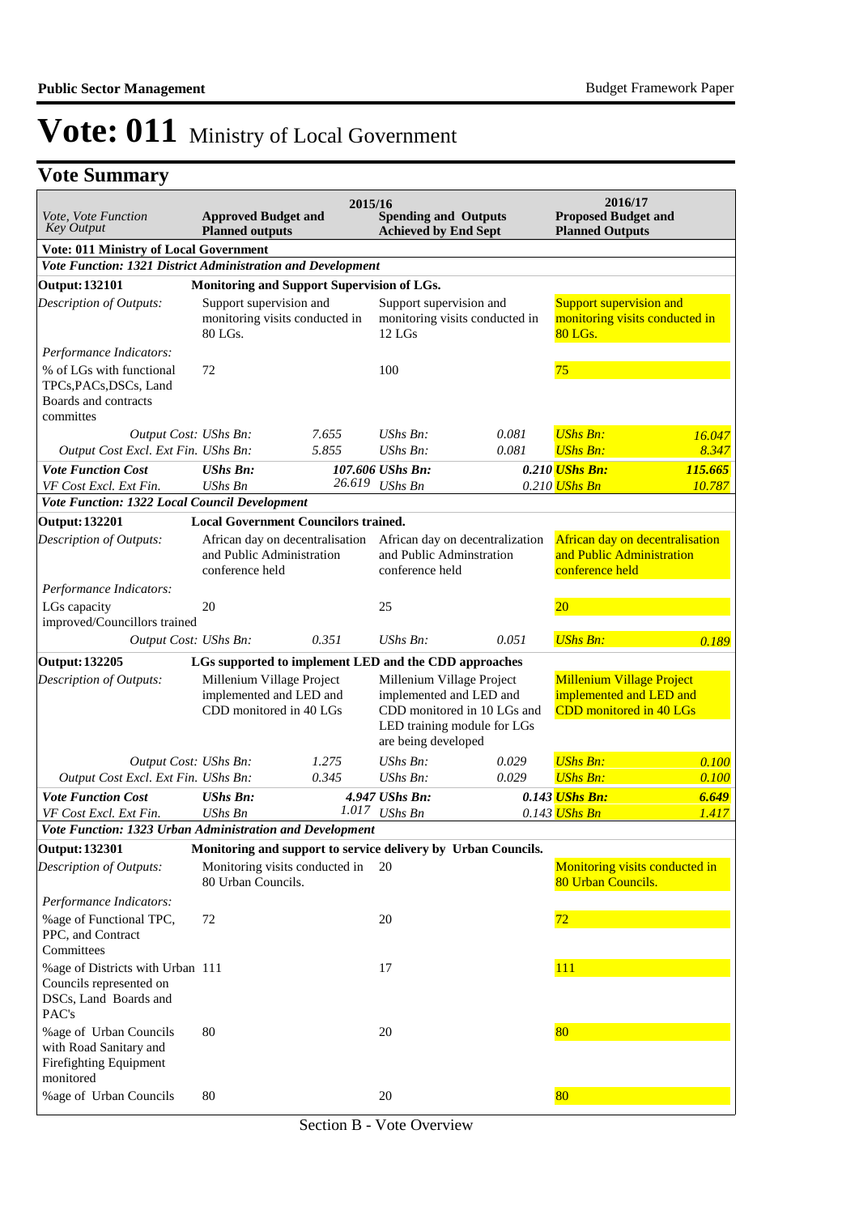# Vote: 011 Ministry of Local Government

## Vote Summary

| *Vote, Vote Function Key Output* | 2015/16 **Approved Budget and Planned outputs** | | **Spending and Outputs Achieved by End Sept** | | 2016/17 **Proposed Budget and Planned Outputs** | |
|---|---|---|---|---|---|---|
| **Vote: 011 Ministry of Local Government** | | | | | | |
| ***Vote Function: 1321 District Administration and Development*** | | | | | | |
| **Output: 132101** | **Monitoring and Support Supervision of LGs.** | | | | | |
| *Description of Outputs:* | Support supervision and monitoring visits conducted in 80 LGs. | | Support supervision and monitoring visits conducted in 12 LGs | | Support supervision and monitoring visits conducted in 80 LGs. | |
| *Performance Indicators:* | | | | | | |
| % of LGs with functional TPCs,PACs,DSCs, Land Boards and contracts committes | 72 | | 100 | | 75 | |
| *Output Cost:* | *UShs Bn:* | *7.655* | *UShs Bn:* | *0.081* | *UShs Bn:* | *16.047* |
| *Output Cost Excl. Ext Fin.* | *UShs Bn:* | *5.855* | *UShs Bn:* | *0.081* | *UShs Bn:* | *8.347* |
| ***Vote Function Cost*** | ***UShs Bn:*** | ***107.606*** | ***UShs Bn:*** | ***0.210*** | ***UShs Bn:*** | ***115.665*** |
| *VF Cost Excl. Ext Fin.* | *UShs Bn* | *26.619* | *UShs Bn* | *0.210* | *UShs Bn* | *10.787* |
| ***Vote Function: 1322 Local Council Development*** | | | | | | |
| **Output: 132201** | **Local Government Councilors trained.** | | | | | |
| *Description of Outputs:* | African day on decentralisation and Public Administration conference held | | African day on decentralization and Public Adminstration conference held | | African day on decentralisation and Public Administration conference held | |
| *Performance Indicators:* | | | | | | |
| LGs capacity improved/Councillors trained | 20 | | 25 | | 20 | |
| *Output Cost:* | *UShs Bn:* | *0.351* | *UShs Bn:* | *0.051* | *UShs Bn:* | *0.189* |
| **Output: 132205** | **LGs supported to implement LED and the CDD approaches** | | | | | |
| *Description of Outputs:* | Millenium Village Project implemented and LED and CDD monitored in 40 LGs | | Millenium Village Project implemented and LED and CDD monitored in 10 LGs and LED training module for LGs are being developed | | Millenium Village Project implemented and LED and CDD monitored in 40 LGs | |
| *Output Cost:* | *UShs Bn:* | *1.275* | *UShs Bn:* | *0.029* | *UShs Bn:* | *0.100* |
| *Output Cost Excl. Ext Fin.* | *UShs Bn:* | *0.345* | *UShs Bn:* | *0.029* | *UShs Bn:* | *0.100* |
| ***Vote Function Cost*** | ***UShs Bn:*** | ***4.947*** | ***UShs Bn:*** | ***0.143*** | ***UShs Bn:*** | ***6.649*** |
| *VF Cost Excl. Ext Fin.* | *UShs Bn* | *1.017* | *UShs Bn* | *0.143* | *UShs Bn* | *1.417* |
| ***Vote Function: 1323 Urban Administration and Development*** | | | | | | |
| **Output: 132301** | **Monitoring and support to service delivery by Urban Councils.** | | | | | |
| *Description of Outputs:* | Monitoring visits conducted in 80 Urban Councils. | | 20 | | Monitoring visits conducted in 80 Urban Councils. | |
| *Performance Indicators:* | | | | | | |
| %age of Functional TPC, PPC, and Contract Committees | 72 | | 20 | | 72 | |
| %age of Districts with Urban Councils represented on DSCs, Land Boards and PAC's | 111 | | 17 | | 111 | |
| %age of Urban Councils with Road Sanitary and Firefighting Equipment monitored | 80 | | 20 | | 80 | |
| %age of Urban Councils | 80 | | 20 | | 80 | |

Section B - Vote Overview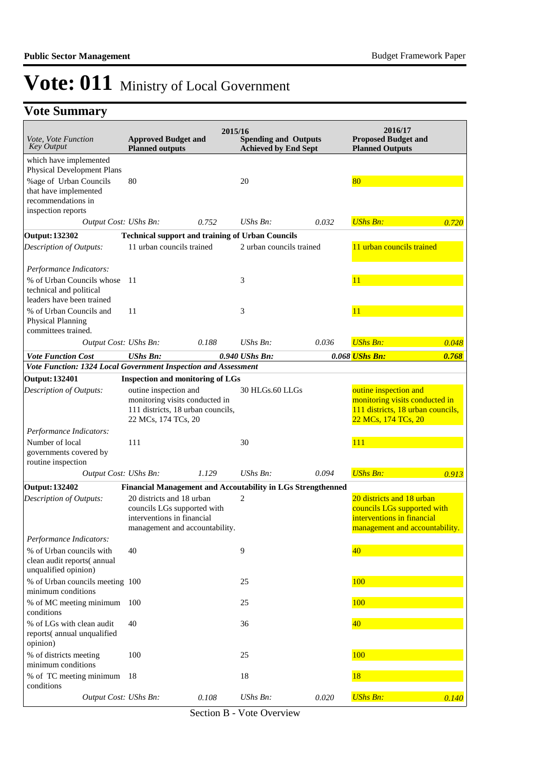# Vote: 011 Ministry of Local Government

## Vote Summary

| Vote, Vote Function Key Output | 2015/16 Approved Budget and Planned outputs | | 2015/16 Spending and Outputs Achieved by End Sept | | 2016/17 Proposed Budget and Planned Outputs | |
|---|---|---|---|---|---|---|
| which have implemented Physical Development Plans | | | | | | |
| %age of Urban Councils that have implemented recommendations in inspection reports | 80 | | 20 | | 80 | |
| *Output Cost:* | *UShs Bn:* | *0.752* | *UShs Bn:* | *0.032* | *UShs Bn:* | *0.720* |
| **Output: 132302** | **Technical support and training of Urban Councils** | | | | | |
| *Description of Outputs:* | 11 urban councils trained | | 2 urban councils trained | | 11 urban councils trained | |
| *Performance Indicators:* | | | | | | |
| % of Urban Councils whose technical and political leaders have been trained | 11 | | 3 | | 11 | |
| % of Urban Councils and Physical Planning committees trained. | 11 | | 3 | | 11 | |
| *Output Cost:* | *UShs Bn:* | *0.188* | *UShs Bn:* | *0.036* | *UShs Bn:* | *0.048* |
| ***Vote Function Cost*** | ***UShs Bn:*** | ***0.940*** | ***UShs Bn:*** | ***0.068*** | ***UShs Bn:*** | ***0.768*** |
| ***Vote Function: 1324 Local Government Inspection and Assessment*** | | | | | | |
| **Output: 132401** | **Inspection and monitoring of LGs** | | | | | |
| *Description of Outputs:* | outine inspection and monitoring visits conducted in 111 districts, 18 urban councils, 22 MCs, 174 TCs, 20 | | 30 HLGs.60 LLGs | | outine inspection and monitoring visits conducted in 111 districts, 18 urban councils, 22 MCs, 174 TCs, 20 | |
| *Performance Indicators:* | | | | | | |
| Number of local governments covered by routine inspection | 111 | | 30 | | 111 | |
| *Output Cost:* | *UShs Bn:* | *1.129* | *UShs Bn:* | *0.094* | *UShs Bn:* | *0.913* |
| **Output: 132402** | **Financial Management and Accoutability in LGs Strengthenned** | | | | | |
| *Description of Outputs:* | 20 districts and 18 urban councils LGs supported with interventions in financial management and accountability. | | 2 | | 20 districts and 18 urban councils LGs supported with interventions in financial management and accountability. | |
| *Performance Indicators:* | | | | | | |
| % of Urban councils with clean audit reports( annual unqualified opinion) | 40 | | 9 | | 40 | |
| % of Urban councils meeting minimum conditions | 100 | | 25 | | 100 | |
| % of MC meeting minimum conditions | 100 | | 25 | | 100 | |
| % of LGs with clean audit reports( annual unqualified opinion) | 40 | | 36 | | 40 | |
| % of districts meeting minimum conditions | 100 | | 25 | | 100 | |
| % of TC meeting minimum conditions | 18 | | 18 | | 18 | |
| *Output Cost:* | *UShs Bn:* | *0.108* | *UShs Bn:* | *0.020* | *UShs Bn:* | *0.140* |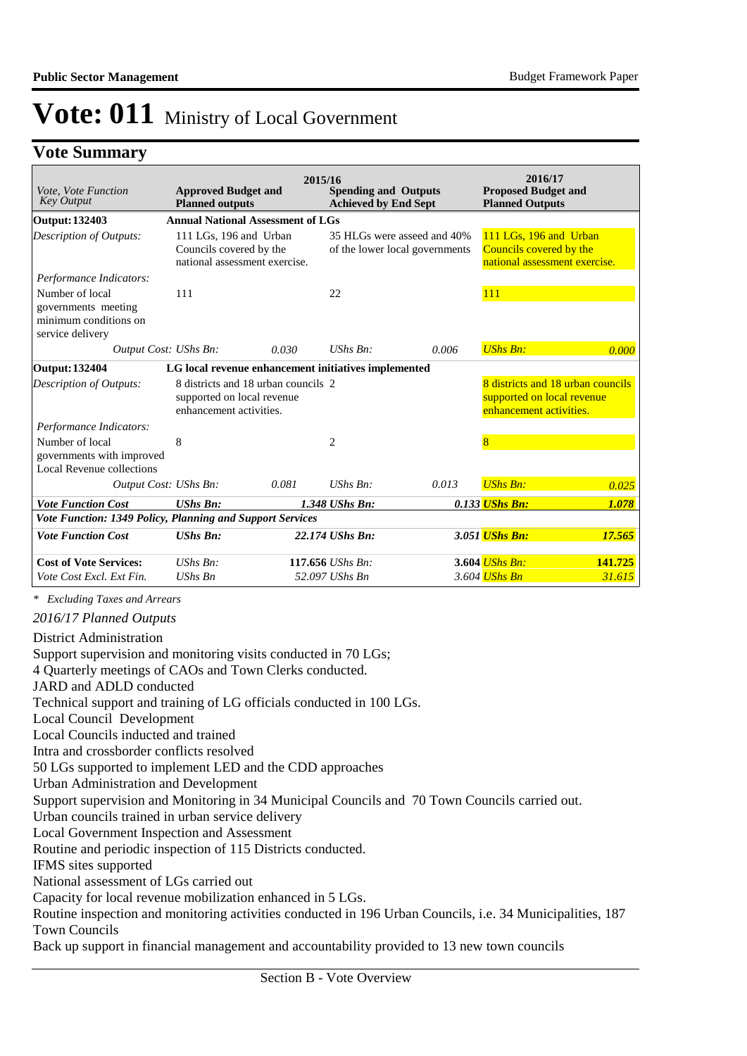# Vote: 011 Ministry of Local Government

## Vote Summary

| *Vote, Vote Function Key Output* | **2015/16** **Approved Budget and Planned outputs** | | **Spending and Outputs Achieved by End Sept** | | **2016/17 Proposed Budget and Planned Outputs** | |
|---|---|---|---|---|---|---|
| **Output: 132403** | **Annual National Assessment of LGs** | | | | | |
| *Description of Outputs:* | 111 LGs, 196 and Urban Councils covered by the national assessment exercise. | | 35 HLGs were asseed and 40% of the lower local governments | | 111 LGs, 196 and Urban Councils covered by the national assessment exercise. | |
| *Performance Indicators:* | | | | | | |
| Number of local governments meeting minimum conditions on service delivery | 111 | | 22 | | 111 | |
| *Output Cost:* | *UShs Bn:* | *0.030* | *UShs Bn:* | *0.006* | *UShs Bn:* | *0.000* |
| **Output: 132404** | **LG local revenue enhancement initiatives implemented** | | | | | |
| *Description of Outputs:* | 8 districts and 18 urban councils supported on local revenue enhancement activities. | | 2 | | 8 districts and 18 urban councils supported on local revenue enhancement activities. | |
| *Performance Indicators:* | | | | | | |
| Number of local governments with improved Local Revenue collections | 8 | | 2 | | 8 | |
| *Output Cost:* | *UShs Bn:* | *0.081* | *UShs Bn:* | *0.013* | *UShs Bn:* | *0.025* |
| ***Vote Function Cost*** | ***UShs Bn:*** | ***1.348*** | ***UShs Bn:*** | ***0.133*** | ***UShs Bn:*** | ***1.078*** |
| ***Vote Function: 1349 Policy, Planning and Support Services*** | | | | | | |
| ***Vote Function Cost*** | ***UShs Bn:*** | ***22.174*** | ***UShs Bn:*** | ***3.051*** | ***UShs Bn:*** | ***17.565*** |
| **Cost of Vote Services:** | *UShs Bn:* | **117.656** | *UShs Bn:* | **3.604** | *UShs Bn:* | **141.725** |
| *Vote Cost Excl. Ext Fin.* | *UShs Bn* | *52.097* | *UShs Bn* | *3.604* | *UShs Bn* | *31.615* |

*\* Excluding Taxes and Arrears*

*2016/17 Planned Outputs*

District Administration
Support supervision and monitoring visits conducted in 70 LGs;
4 Quarterly meetings of CAOs and Town Clerks conducted.
JARD and ADLD conducted
Technical support and training of LG officials conducted in 100 LGs.
Local Council Development
Local Councils inducted and trained
Intra and crossborder conflicts resolved
50 LGs supported to implement LED and the CDD approaches
Urban Administration and Development
Support supervision and Monitoring in 34 Municipal Councils and 70 Town Councils carried out.
Urban councils trained in urban service delivery
Local Government Inspection and Assessment
Routine and periodic inspection of 115 Districts conducted.
IFMS sites supported
National assessment of LGs carried out
Capacity for local revenue mobilization enhanced in 5 LGs.
Routine inspection and monitoring activities conducted in 196 Urban Councils, i.e. 34 Municipalities, 187 Town Councils
Back up support in financial management and accountability provided to 13 new town councils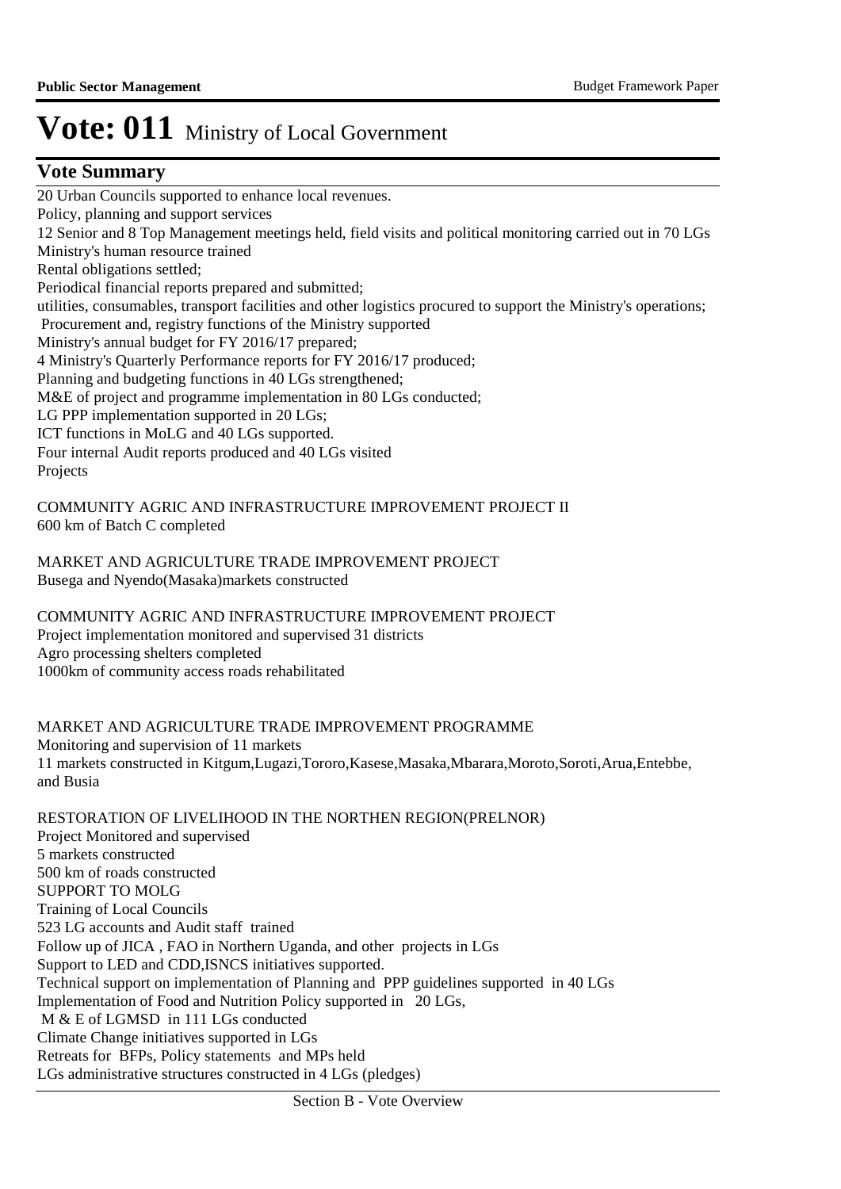# Vote: 011 Ministry of Local Government

## Vote Summary

20 Urban Councils supported to enhance local revenues.
Policy, planning and support services
12 Senior and 8 Top Management meetings held, field visits and political monitoring carried out in 70 LGs
Ministry's human resource trained
Rental obligations settled;
Periodical financial reports prepared and submitted;
utilities, consumables, transport facilities and other logistics procured to support the Ministry's operations;
Procurement and, registry functions of the Ministry supported
Ministry's annual budget for FY 2016/17 prepared;
4 Ministry's Quarterly Performance reports for FY 2016/17 produced;
Planning and budgeting functions in 40 LGs strengthened;
M&E of project and programme implementation in 80 LGs conducted;
LG PPP implementation supported in 20 LGs;
ICT functions in MoLG and 40 LGs supported.
Four internal Audit reports produced and 40 LGs visited
Projects

COMMUNITY AGRIC AND INFRASTRUCTURE IMPROVEMENT PROJECT II
600 km of Batch C completed

MARKET AND AGRICULTURE TRADE IMPROVEMENT PROJECT
Busega and Nyendo(Masaka)markets constructed

COMMUNITY AGRIC AND INFRASTRUCTURE IMPROVEMENT PROJECT
Project implementation monitored and supervised 31 districts
Agro processing shelters completed
1000km of community access roads rehabilitated

MARKET AND AGRICULTURE TRADE IMPROVEMENT PROGRAMME
Monitoring and supervision of 11 markets
11 markets constructed in Kitgum,Lugazi,Tororo,Kasese,Masaka,Mbarara,Moroto,Soroti,Arua,Entebbe, and Busia

RESTORATION OF LIVELIHOOD IN THE NORTHEN REGION(PRELNOR)
Project Monitored and supervised
5 markets constructed
500 km of roads constructed
SUPPORT TO MOLG
Training of Local Councils
523 LG accounts and Audit staff trained
Follow up of JICA , FAO in Northern Uganda, and other projects in LGs
Support to LED and CDD,ISNCS initiatives supported.
Technical support on implementation of Planning and PPP guidelines supported in 40 LGs
Implementation of Food and Nutrition Policy supported in 20 LGs,
M & E of LGMSD in 111 LGs conducted
Climate Change initiatives supported in LGs
Retreats for BFPs, Policy statements and MPs held
LGs administrative structures constructed in 4 LGs (pledges)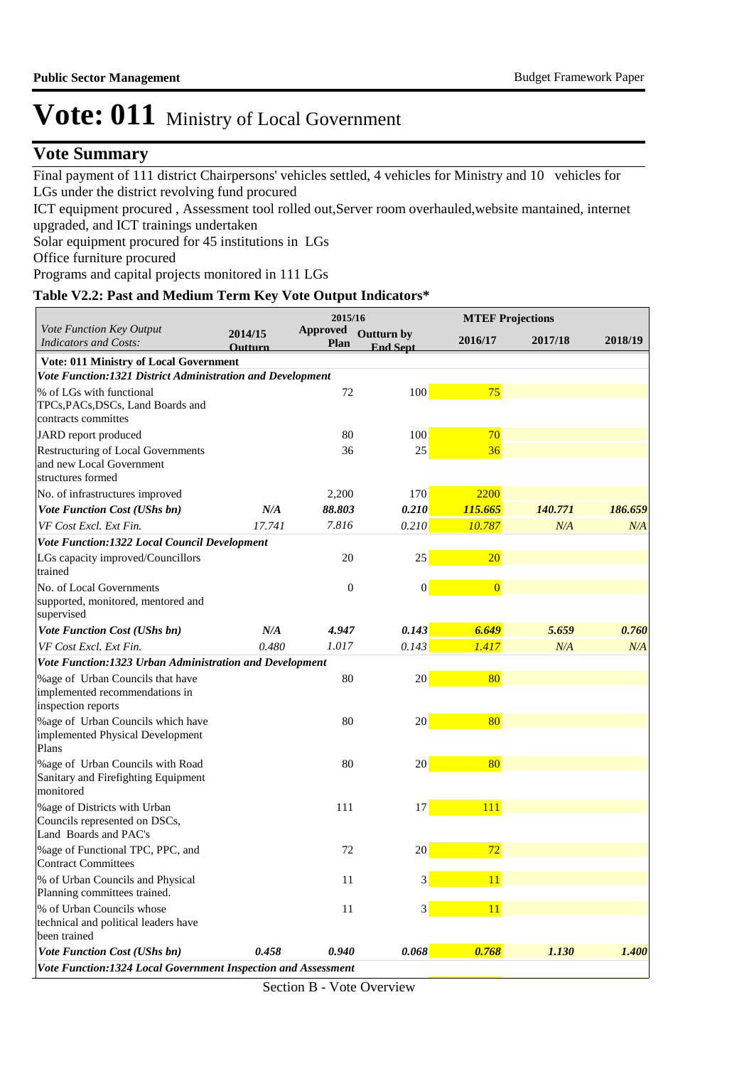# Vote: 011 Ministry of Local Government

## Vote Summary

Final payment of 111 district Chairpersons' vehicles settled, 4 vehicles for Ministry and 10 vehicles for LGs under the district revolving fund procured

ICT equipment procured , Assessment tool rolled out,Server room overhauled,website mantained, internet upgraded, and ICT trainings undertaken

Solar equipment procured for 45 institutions in LGs

Office furniture procured

Programs and capital projects monitored in 111 LGs

### Table V2.2: Past and Medium Term Key Vote Output Indicators*

| *Vote Function Key Output Indicators and Costs:* | 2014/15 Outturn | 2015/16 Approved Plan | 2015/16 Outturn by End Sept | 2016/17 | 2017/18 | 2018/19 |
|---|---|---|---|---|---|---|
| **Vote: 011 Ministry of Local Government** | | | | | | |
| ***Vote Function:1321 District Administration and Development*** | | | | | | |
| % of LGs with functional TPCs,PACs,DSCs, Land Boards and contracts committes | | 72 | 100 | 75 | | |
| JARD report produced | | 80 | 100 | 70 | | |
| Restructuring of Local Governments and new Local Government structures formed | | 36 | 25 | 36 | | |
| No. of infrastructures improved | | 2,200 | 170 | 2200 | | |
| ***Vote Function Cost (UShs bn)*** | ***N/A*** | ***88.803*** | ***0.210*** | ***115.665*** | ***140.771*** | ***186.659*** |
| *VF Cost Excl. Ext Fin.* | *17.741* | *7.816* | *0.210* | *10.787* | *N/A* | *N/A* |
| ***Vote Function:1322 Local Council Development*** | | | | | | |
| LGs capacity improved/Councillors trained | | 20 | 25 | 20 | | |
| No. of Local Governments supported, monitored, mentored and supervised | | 0 | 0 | 0 | | |
| ***Vote Function Cost (UShs bn)*** | ***N/A*** | ***4.947*** | ***0.143*** | ***6.649*** | ***5.659*** | ***0.760*** |
| *VF Cost Excl. Ext Fin.* | *0.480* | *1.017* | *0.143* | *1.417* | *N/A* | *N/A* |
| ***Vote Function:1323 Urban Administration and Development*** | | | | | | |
| %age of Urban Councils that have implemented recommendations in inspection reports | | 80 | 20 | 80 | | |
| %age of Urban Councils which have implemented Physical Development Plans | | 80 | 20 | 80 | | |
| %age of Urban Councils with Road Sanitary and Firefighting Equipment monitored | | 80 | 20 | 80 | | |
| %age of Districts with Urban Councils represented on DSCs, Land Boards and PAC's | | 111 | 17 | 111 | | |
| %age of Functional TPC, PPC, and Contract Committees | | 72 | 20 | 72 | | |
| % of Urban Councils and Physical Planning committees trained. | | 11 | 3 | 11 | | |
| % of Urban Councils whose technical and political leaders have been trained | | 11 | 3 | 11 | | |
| ***Vote Function Cost (UShs bn)*** | ***0.458*** | ***0.940*** | ***0.068*** | ***0.768*** | ***1.130*** | ***1.400*** |
| ***Vote Function:1324 Local Government Inspection and Assessment*** | | | | | | |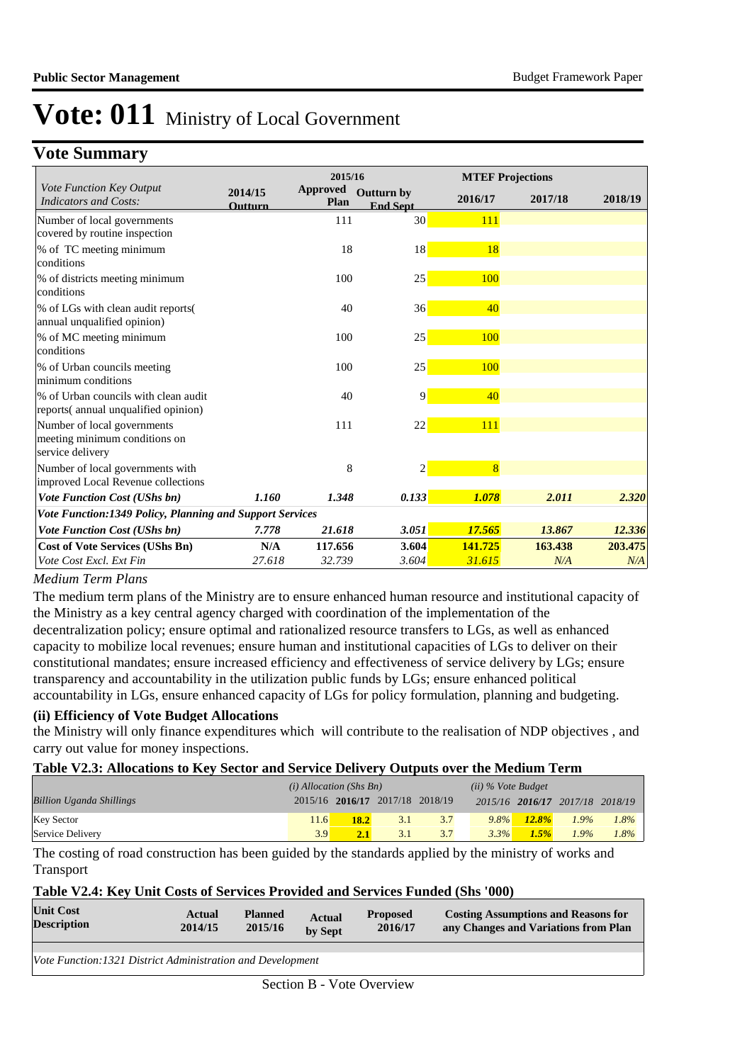# Vote: 011 Ministry of Local Government

## Vote Summary

| Vote Function Key Output Indicators and Costs: | 2014/15 Outturn | 2015/16 Approved Plan | 2015/16 Outturn by End Sept | 2016/17 | 2017/18 | 2018/19 |
|---|---|---|---|---|---|---|
| Number of local governments covered by routine inspection | | 111 | 30 | 111 | | |
| % of TC meeting minimum conditions | | 18 | 18 | 18 | | |
| % of districts meeting minimum conditions | | 100 | 25 | 100 | | |
| % of LGs with clean audit reports( annual unqualified opinion) | | 40 | 36 | 40 | | |
| % of MC meeting minimum conditions | | 100 | 25 | 100 | | |
| % of Urban councils meeting minimum conditions | | 100 | 25 | 100 | | |
| % of Urban councils with clean audit reports( annual unqualified opinion) | | 40 | 9 | 40 | | |
| Number of local governments meeting minimum conditions on service delivery | | 111 | 22 | 111 | | |
| Number of local governments with improved Local Revenue collections | | 8 | 2 | 8 | | |
| *Vote Function Cost (UShs bn)* | *1.160* | *1.348* | *0.133* | *1.078* | *2.011* | *2.320* |
| ***Vote Function:1349 Policy, Planning and Support Services*** | | | | | | |
| *Vote Function Cost (UShs bn)* | *7.778* | *21.618* | *3.051* | *17.565* | *13.867* | *12.336* |
| **Cost of Vote Services (UShs Bn)** | **N/A** | **117.656** | **3.604** | **141.725** | **163.438** | **203.475** |
| *Vote Cost Excl. Ext Fin* | *27.618* | *32.739* | *3.604* | *31.615* | *N/A* | *N/A* |

*Medium Term Plans*

The medium term plans of the Ministry are to ensure enhanced human resource and institutional capacity of the Ministry as a key central agency charged with coordination of the implementation of the decentralization policy; ensure optimal and rationalized resource transfers to LGs, as well as enhanced capacity to mobilize local revenues; ensure human and institutional capacities of LGs to deliver on their constitutional mandates; ensure increased efficiency and effectiveness of service delivery by LGs; ensure transparency and accountability in the utilization public funds by LGs; ensure enhanced political accountability in LGs, ensure enhanced capacity of LGs for policy formulation, planning and budgeting.

**(ii) Efficiency of Vote Budget Allocations**

the Ministry will only finance expenditures which will contribute to the realisation of NDP objectives , and carry out value for money inspections.

**Table V2.3: Allocations to Key Sector and Service Delivery Outputs over the Medium Term**

| *Billion Uganda Shillings* | *(i) Allocation (Shs Bn)* 2015/16 | **2016/17** | 2017/18 | 2018/19 | *(ii) % Vote Budget* 2015/16 | **2016/17** | 2017/18 | 2018/19 |
|---|---|---|---|---|---|---|---|---|
| Key Sector | 11.6 | **18.2** | 3.1 | 3.7 | *9.8%* | ***12.8%*** | *1.9%* | *1.8%* |
| Service Delivery | 3.9 | **2.1** | 3.1 | 3.7 | *3.3%* | ***1.5%*** | *1.9%* | *1.8%* |

The costing of road construction has been guided by the standards applied by the ministry of works and Transport

**Table V2.4: Key Unit Costs of Services Provided and Services Funded (Shs '000)**

| **Unit Cost Description** | **Actual 2014/15** | **Planned 2015/16** | **Actual by Sept** | **Proposed 2016/17** | **Costing Assumptions and Reasons for any Changes and Variations from Plan** |
|---|---|---|---|---|---|
| *Vote Function:1321 District Administration and Development* | | | | | |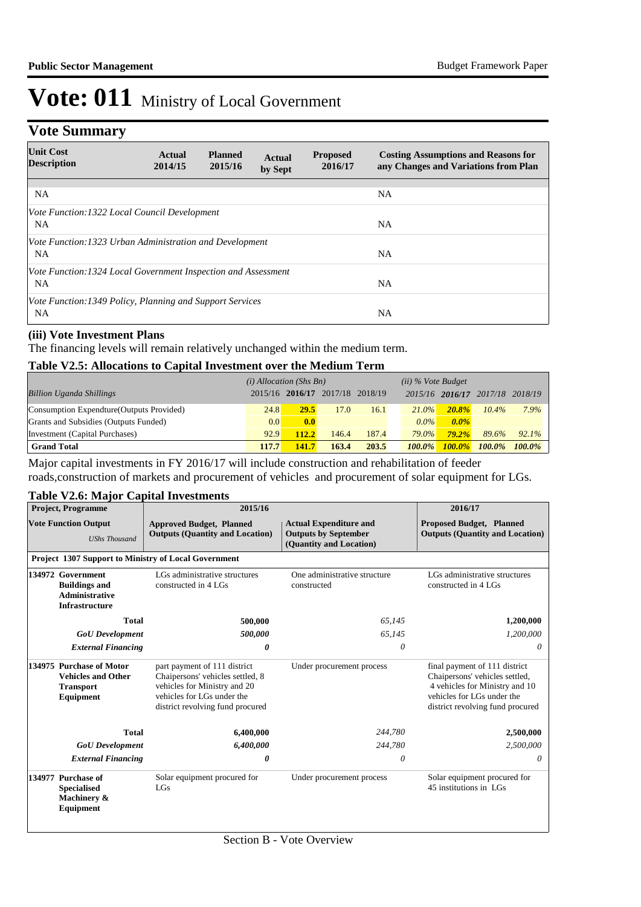# Vote: 011 Ministry of Local Government

## Vote Summary

| Unit Cost Description | Actual 2014/15 | Planned 2015/16 | Actual by Sept | Proposed 2016/17 | Costing Assumptions and Reasons for any Changes and Variations from Plan |
|---|---|---|---|---|---|
| NA | | | | | NA |
| *Vote Function:1322 Local Council Development* | | | | | |
| NA | | | | | NA |
| *Vote Function:1323 Urban Administration and Development* | | | | | |
| NA | | | | | NA |
| *Vote Function:1324 Local Government Inspection and Assessment* | | | | | |
| NA | | | | | NA |
| *Vote Function:1349 Policy, Planning and Support Services* | | | | | |
| NA | | | | | NA |

### (iii) Vote Investment Plans

The financing levels will remain relatively unchanged within the medium term.

### Table V2.5: Allocations to Capital Investment over the Medium Term

| | *(i) Allocation (Shs Bn)* | | | | *(ii) % Vote Budget* | | | |
|---|---|---|---|---|---|---|---|---|
| *Billion Uganda Shillings* | 2015/16 | **2016/17** | 2017/18 | 2018/19 | *2015/16* | ***2016/17*** | *2017/18* | *2018/19* |
| Consumption Expendture(Outputs Provided) | 24.8 | **29.5** | 17.0 | 16.1 | *21.0%* | ***20.8%*** | *10.4%* | *7.9%* |
| Grants and Subsidies (Outputs Funded) | 0.0 | **0.0** | | | *0.0%* | ***0.0%*** | | |
| Investment (Capital Purchases) | 92.9 | **112.2** | 146.4 | 187.4 | *79.0%* | ***79.2%*** | *89.6%* | *92.1%* |
| **Grand Total** | **117.7** | **141.7** | **163.4** | **203.5** | ***100.0%*** | ***100.0%*** | ***100.0%*** | ***100.0%*** |

Major capital investments in FY 2016/17 will include construction and rehabilitation of feeder roads,construction of markets and procurement of vehicles and procurement of solar equipment for LGs.

### Table V2.6: Major Capital Investments

| Project, Programme | 2015/16 | | 2016/17 |
|---|---|---|---|
| **Vote Function Output** *UShs Thousand* | **Approved Budget, Planned Outputs (Quantity and Location)** | **Actual Expenditure and Outputs by September (Quantity and Location)** | **Proposed Budget, Planned Outputs (Quantity and Location)** |
| **Project 1307 Support to Ministry of Local Government** | | | |
| **134972 Government Buildings and Administrative Infrastructure** | LGs administrative structures constructed in 4 LGs | One administrative structure constructed | LGs administrative structures constructed in 4 LGs |
| **Total** | **500,000** | *65,145* | **1,200,000** |
| ***GoU Development*** | ***500,000*** | *65,145* | *1,200,000* |
| ***External Financing*** | ***0*** | *0* | *0* |
| **134975 Purchase of Motor Vehicles and Other Transport Equipment** | part payment of 111 district Chaipersons' vehicles settled, 8 vehicles for Ministry and 20 vehicles for LGs under the district revolving fund procured | Under procurement process | final payment of 111 district Chaipersons' vehicles settled, 4 vehicles for Ministry and 10 vehicles for LGs under the district revolving fund procured |
| **Total** | **6,400,000** | *244,780* | **2,500,000** |
| ***GoU Development*** | ***6,400,000*** | *244,780* | *2,500,000* |
| ***External Financing*** | ***0*** | *0* | *0* |
| **134977 Purchase of Specialised Machinery & Equipment** | Solar equipment procured for LGs | Under procurement process | Solar equipment procured for 45 institutions in LGs |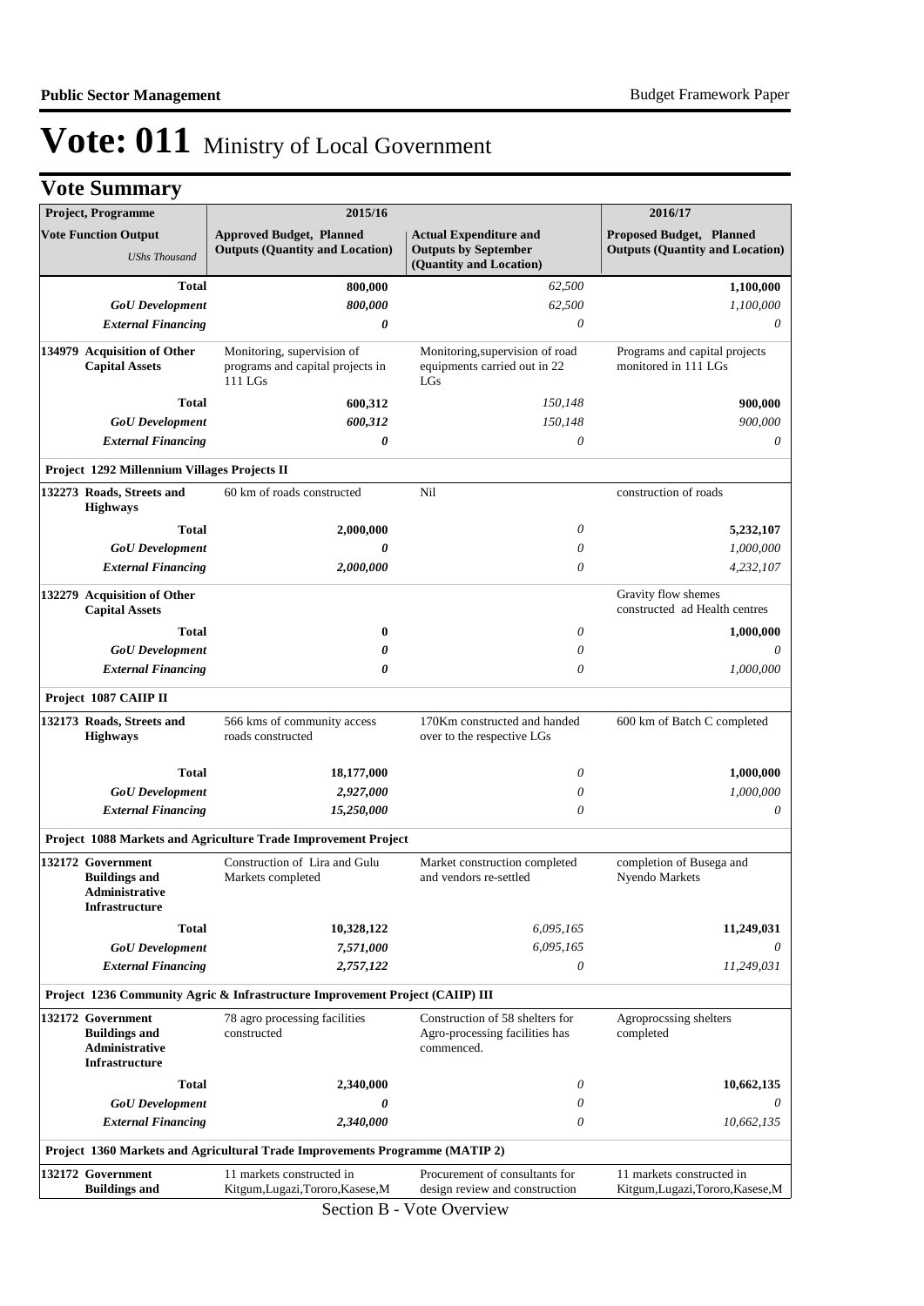# Vote: 011 Ministry of Local Government

## Vote Summary

| Project, Programme<br>Vote Function Output<br>*UShs Thousand* | 2015/16<br>Approved Budget, Planned Outputs (Quantity and Location) | <br>Actual Expenditure and Outputs by September (Quantity and Location) | 2016/17<br>Proposed Budget, Planned Outputs (Quantity and Location) |
|---|---|---|---|
| **Total** | **800,000** | *62,500* | **1,100,000** |
| ***GoU Development*** | ***800,000*** | *62,500* | *1,100,000* |
| ***External Financing*** | ***0*** | *0* | *0* |
| **134979 Acquisition of Other Capital Assets** | Monitoring, supervision of programs and capital projects in 111 LGs | Monitoring,supervision of road equipments carried out in 22 LGs | Programs and capital projects monitored in 111 LGs |
| **Total** | **600,312** | *150,148* | **900,000** |
| ***GoU Development*** | ***600,312*** | *150,148* | *900,000* |
| ***External Financing*** | ***0*** | *0* | *0* |
| **Project 1292 Millennium Villages Projects II** | | | |
| **132273 Roads, Streets and Highways** | 60 km of roads constructed | Nil | construction of roads |
| **Total** | **2,000,000** | *0* | **5,232,107** |
| ***GoU Development*** | ***0*** | *0* | *1,000,000* |
| ***External Financing*** | ***2,000,000*** | *0* | *4,232,107* |
| **132279 Acquisition of Other Capital Assets** | | | Gravity flow shemes constructed ad Health centres |
| **Total** | **0** | *0* | **1,000,000** |
| ***GoU Development*** | ***0*** | *0* | *0* |
| ***External Financing*** | ***0*** | *0* | *1,000,000* |
| **Project 1087 CAIIP II** | | | |
| **132173 Roads, Streets and Highways** | 566 kms of community access roads constructed | 170Km constructed and handed over to the respective LGs | 600 km of Batch C completed |
| **Total** | **18,177,000** | *0* | **1,000,000** |
| ***GoU Development*** | ***2,927,000*** | *0* | *1,000,000* |
| ***External Financing*** | ***15,250,000*** | *0* | *0* |
| **Project 1088 Markets and Agriculture Trade Improvement Project** | | | |
| **132172 Government Buildings and Administrative Infrastructure** | Construction of Lira and Gulu Markets completed | Market construction completed and vendors re-settled | completion of Busega and Nyendo Markets |
| **Total** | **10,328,122** | *6,095,165* | **11,249,031** |
| ***GoU Development*** | ***7,571,000*** | *6,095,165* | *0* |
| ***External Financing*** | ***2,757,122*** | *0* | *11,249,031* |
| **Project 1236 Community Agric & Infrastructure Improvement Project (CAIIP) III** | | | |
| **132172 Government Buildings and Administrative Infrastructure** | 78 agro processing facilities constructed | Construction of 58 shelters for Agro-processing facilities has commenced. | Agroprocssing shelters completed |
| **Total** | **2,340,000** | *0* | **10,662,135** |
| ***GoU Development*** | ***0*** | *0* | *0* |
| ***External Financing*** | ***2,340,000*** | *0* | *10,662,135* |
| **Project 1360 Markets and Agricultural Trade Improvements Programme (MATIP 2)** | | | |
| **132172 Government Buildings and** | 11 markets constructed in Kitgum,Lugazi,Tororo,Kasese,M | Procurement of consultants for design review and construction | 11 markets constructed in Kitgum,Lugazi,Tororo,Kasese,M |

Section B - Vote Overview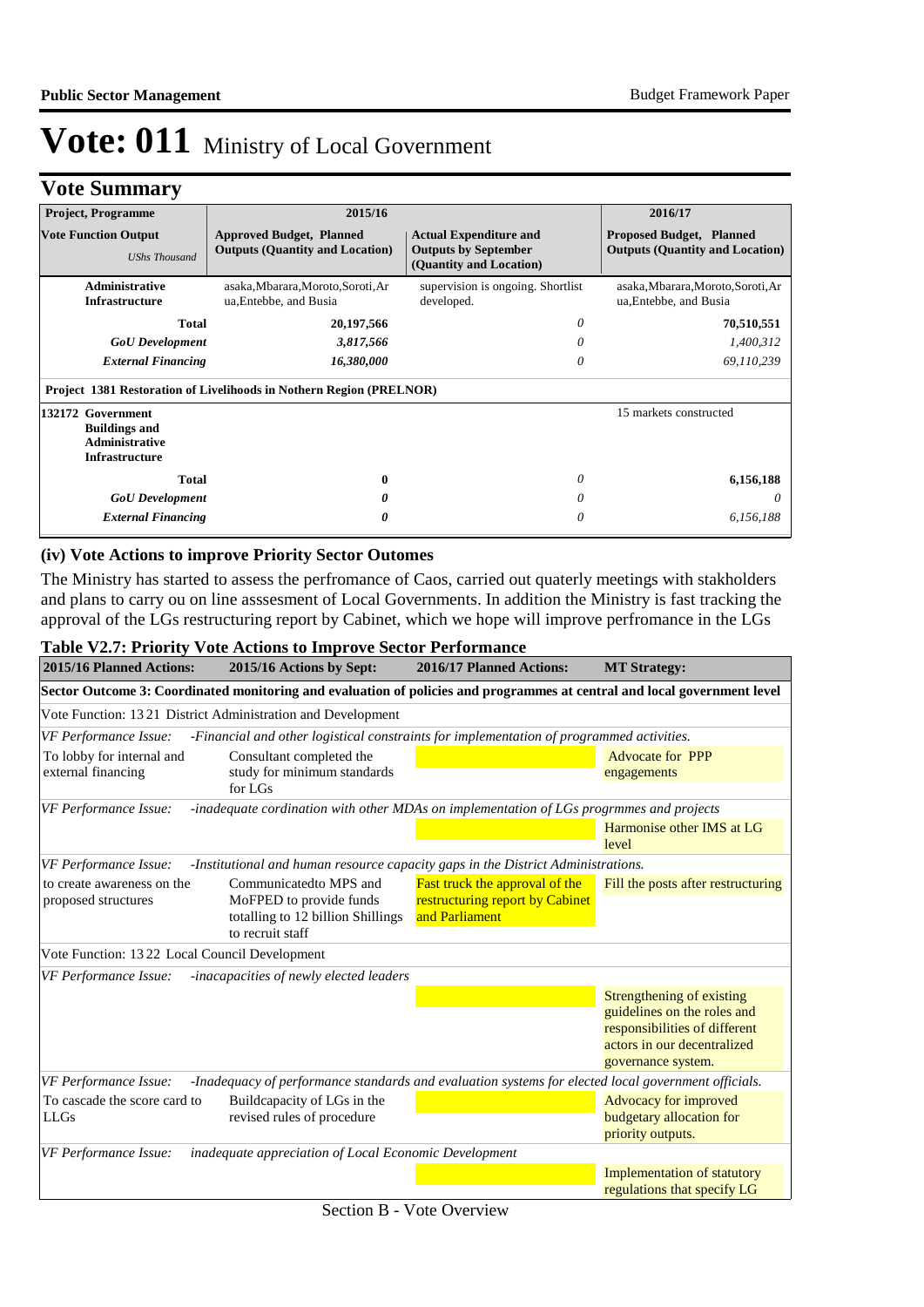# Vote: 011 Ministry of Local Government

## Vote Summary

| Project, Programme | 2015/16 | | 2016/17 |
|---|---|---|---|
| **Vote Function Output** *UShs Thousand* | **Approved Budget, Planned Outputs (Quantity and Location)** | **Actual Expenditure and Outputs by September (Quantity and Location)** | **Proposed Budget, Planned Outputs (Quantity and Location)** |
| **Administrative Infrastructure** | asaka,Mbarara,Moroto,Soroti,Arua,Entebbe, and Busia | supervision is ongoing. Shortlist developed. | asaka,Mbarara,Moroto,Soroti,Arua,Entebbe, and Busia |
| **Total** | **20,197,566** | *0* | **70,510,551** |
| ***GoU Development*** | ***3,817,566*** | *0* | *1,400,312* |
| ***External Financing*** | ***16,380,000*** | *0* | *69,110,239* |
| **Project 1381 Restoration of Livelihoods in Nothern Region (PRELNOR)** | | | |
| **132172 Government Buildings and Administrative Infrastructure** | | | 15 markets constructed |
| **Total** | **0** | *0* | **6,156,188** |
| ***GoU Development*** | ***0*** | *0* | *0* |
| ***External Financing*** | ***0*** | *0* | *6,156,188* |

### (iv) Vote Actions to improve Priority Sector Outomes

The Ministry has started to assess the perfromance of Caos, carried out quaterly meetings with stakholders and plans to carry ou on line asssesment of Local Governments. In addition the Ministry is fast tracking the approval of the LGs restructuring report by Cabinet, which we hope will improve perfromance in the LGs

### Table V2.7: Priority Vote Actions to Improve Sector Performance

| 2015/16 Planned Actions: | 2015/16 Actions by Sept: | 2016/17 Planned Actions: | MT Strategy: |
|---|---|---|---|
| **Sector Outcome 3: Coordinated monitoring and evaluation of policies and programmes at central and local government level** | | | |
| Vote Function: 13 21 District Administration and Development | | | |
| *VF Performance Issue:* | *-Financial and other logistical constraints for implementation of programmed activities.* | | |
| To lobby for internal and external financing | Consultant completed the study for minimum standards for LGs | | Advocate for PPP engagements |
| *VF Performance Issue:* | *-inadequate cordination with other MDAs on implementation of LGs progrmmes and projects* | | |
| | | | Harmonise other IMS at LG level |
| *VF Performance Issue:* | *-Institutional and human resource capacity gaps in the District Administrations.* | | |
| to create awareness on the proposed structures | Communicatedto MPS and MoFPED to provide funds totalling to 12 billion Shillings to recruit staff | Fast truck the approval of the restructuring report by Cabinet and Parliament | Fill the posts after restructuring |
| Vote Function: 13 22 Local Council Development | | | |
| *VF Performance Issue:* | *-inacapacities of newly elected leaders* | | |
| | | | Strengthening of existing guidelines on the roles and responsibilities of different actors in our decentralized governance system. |
| *VF Performance Issue:* | *-Inadequacy of performance standards and evaluation systems for elected local government officials.* | | |
| To cascade the score card to LLGs | Buildcapacity of LGs in the revised rules of procedure | | Advocacy for improved budgetary allocation for priority outputs. |
| *VF Performance Issue:* | *inadequate appreciation of Local Economic Development* | | |
| | | | Implementation of statutory regulations that specify LG |

Section B - Vote Overview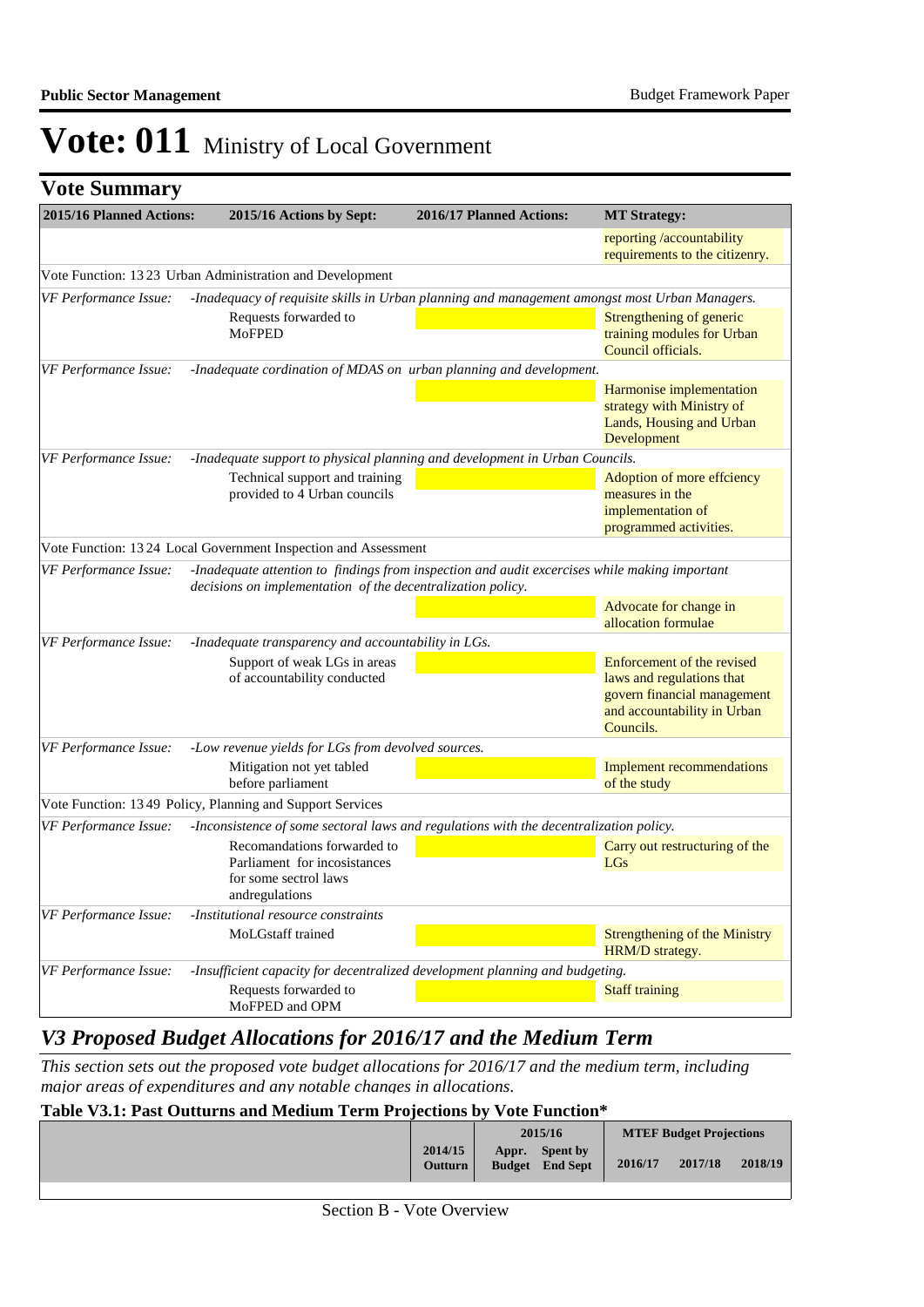# Vote: 011 Ministry of Local Government

## Vote Summary

| 2015/16 Planned Actions: | 2015/16 Actions by Sept: | 2016/17 Planned Actions: | MT Strategy: |
|---|---|---|---|
| | | | reporting /accountability requirements to the citizenry. |
| Vote Function: 13 23 Urban Administration and Development | | | |
| *VF Performance Issue:* | *-Inadequacy of requisite skills in Urban planning and management amongst most Urban Managers.* | | |
| | Requests forwarded to MoFPED | | Strengthening of generic training modules for Urban Council officials. |
| *VF Performance Issue:* | *-Inadequate cordination of MDAS on urban planning and development.* | | |
| | | | Harmonise implementation strategy with Ministry of Lands, Housing and Urban Development |
| *VF Performance Issue:* | *-Inadequate support to physical planning and development in Urban Councils.* | | |
| | Technical support and training provided to 4 Urban councils | | Adoption of more effciency measures in the implementation of programmed activities. |
| Vote Function: 13 24 Local Government Inspection and Assessment | | | |
| *VF Performance Issue:* | *-Inadequate attention to findings from inspection and audit excercises while making important decisions on implementation of the decentralization policy.* | | |
| | | | Advocate for change in allocation formulae |
| *VF Performance Issue:* | *-Inadequate transparency and accountability in LGs.* | | |
| | Support of weak LGs in areas of accountability conducted | | Enforcement of the revised laws and regulations that govern financial management and accountability in Urban Councils. |
| *VF Performance Issue:* | *-Low revenue yields for LGs from devolved sources.* | | |
| | Mitigation not yet tabled before parliament | | Implement recommendations of the study |
| Vote Function: 13 49 Policy, Planning and Support Services | | | |
| *VF Performance Issue:* | *-Inconsistence of some sectoral laws and regulations with the decentralization policy.* | | |
| | Recomandations forwarded to Parliament for incositances for some sectrol laws andregulations | | Carry out restructuring of the LGs |
| *VF Performance Issue:* | *-Institutional resource constraints* | | |
| | MoLGstaff trained | | Strengthening of the Ministry HRM/D strategy. |
| *VF Performance Issue:* | *-Insufficient capacity for decentralized development planning and budgeting.* | | |
| | Requests forwarded to MoFPED and OPM | | Staff training |

## V3 Proposed Budget Allocations for 2016/17 and the Medium Term

*This section sets out the proposed vote budget allocations for 2016/17 and the medium term, including major areas of expenditures and any notable changes in allocations.*

**Table V3.1: Past Outturns and Medium Term Projections by Vote Function\***

| | | 2015/16 | | MTEF Budget Projections | | |
|---|---|---|---|---|---|---|
| | 2014/15 Outturn | Appr. Budget | Spent by End Sept | 2016/17 | 2017/18 | 2018/19 |
| | | | | | | |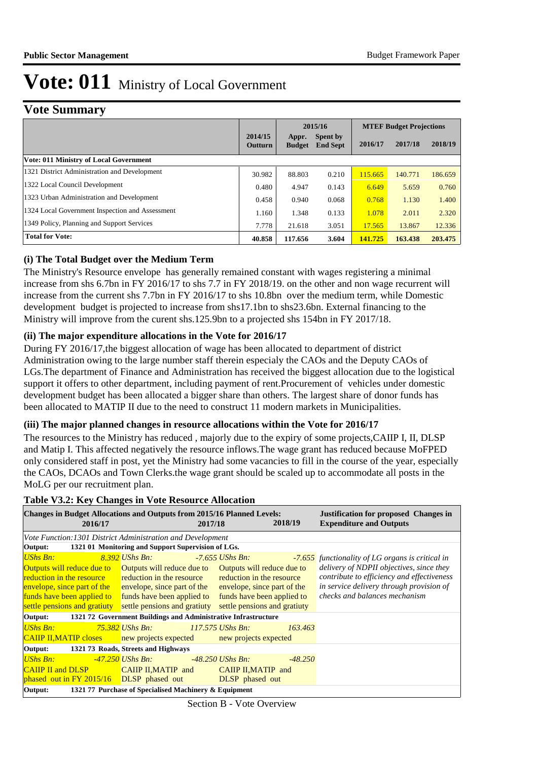# Vote: 011 Ministry of Local Government

## Vote Summary

| | 2014/15 Outturn | 2015/16 Appr. Budget | 2015/16 Spent by End Sept | MTEF Budget Projections 2016/17 | 2017/18 | 2018/19 |
|---|---|---|---|---|---|---|
| **Vote: 011 Ministry of Local Government** | | | | | | |
| 1321 District Administration and Development | 30.982 | 88.803 | 0.210 | 115.665 | 140.771 | 186.659 |
| 1322 Local Council Development | 0.480 | 4.947 | 0.143 | 6.649 | 5.659 | 0.760 |
| 1323 Urban Administration and Development | 0.458 | 0.940 | 0.068 | 0.768 | 1.130 | 1.400 |
| 1324 Local Government Inspection and Assessment | 1.160 | 1.348 | 0.133 | 1.078 | 2.011 | 2.320 |
| 1349 Policy, Planning and Support Services | 7.778 | 21.618 | 3.051 | 17.565 | 13.867 | 12.336 |
| **Total for Vote:** | **40.858** | **117.656** | **3.604** | **141.725** | **163.438** | **203.475** |

### (i) The Total Budget over the Medium Term

The Ministry's Resource envelope has generally remained constant with wages registering a minimal increase from shs 6.7bn in FY 2016/17 to shs 7.7 in FY 2018/19. on the other and non wage recurrent will increase from the current shs 7.7bn in FY 2016/17 to shs 10.8bn over the medium term, while Domestic development budget is projected to increase from shs17.1bn to shs23.6bn. External financing to the Ministry will improve from the curent shs.125.9bn to a projected shs 154bn in FY 2017/18.

### (ii) The major expenditure allocations in the Vote for 2016/17

During FY 2016/17,the biggest allocation of wage has been allocated to department of district Administration owing to the large number staff therein especialy the CAOs and the Deputy CAOs of LGs.The department of Finance and Administration has received the biggest allocation due to the logistical support it offers to other department, including payment of rent.Procurement of vehicles under domestic development budget has been allocated a bigger share than others. The largest share of donor funds has been allocated to MATIP II due to the need to construct 11 modern markets in Municipalities.

### (iii) The major planned changes in resource allocations within the Vote for 2016/17

The resources to the Ministry has reduced , majorly due to the expiry of some projects,CAIIP I, II, DLSP and Matip I. This affected negatively the resource inflows.The wage grant has reduced because MoFPED only considered staff in post, yet the Ministry had some vacancies to fill in the course of the year, especially the CAOs, DCAOs and Town Clerks.the wage grant should be scaled up to accommodate all posts in the MoLG per our recruitment plan.

### Table V3.2: Key Changes in Vote Resource Allocation

| Changes in Budget Allocations and Outputs from 2015/16 Planned Levels: 2016/17 | 2017/18 | 2018/19 | Justification for proposed Changes in Expenditure and Outputs |
|---|---|---|---|
| *Vote Function:1301 District Administration and Development* | | | |
| **Output: 1321 01 Monitoring and Support Supervision of LGs.** | | | |
| *UShs Bn: 8.392* | *UShs Bn: -7.655* | *UShs Bn: -7.655* | *functionality of LG organs is critical in delivery of NDPII objectives, since they contribute to efficiency and effectiveness in service delivery through provision of checks and balances mechanism* |
| Outputs will reduce due to reduction in the resource envelope, since part of the funds have been applied to settle pensions and gratuity | Outputs will reduce due to reduction in the resource envelope, since part of the funds have been applied to settle pensions and gratuity | Outputs will reduce due to reduction in the resource envelope, since part of the funds have been applied to settle pensions and gratuity | |
| **Output: 1321 72 Government Buildings and Administrative Infrastructure** | | | |
| *UShs Bn: 75.382* | *UShs Bn: 117.575* | *UShs Bn: 163.463* | |
| CAIIP II,MATIP closes | new projects expected | new projects expected | |
| **Output: 1321 73 Roads, Streets and Highways** | | | |
| *UShs Bn: -47.250* | *UShs Bn: -48.250* | *UShs Bn: -48.250* | |
| CAIIP II and DLSP phased out in FY 2015/16 | CAIIP II,MATIP and DLSP phased out | CAIIP II,MATIP and DLSP phased out | |
| **Output: 1321 77 Purchase of Specialised Machinery & Equipment** | | | |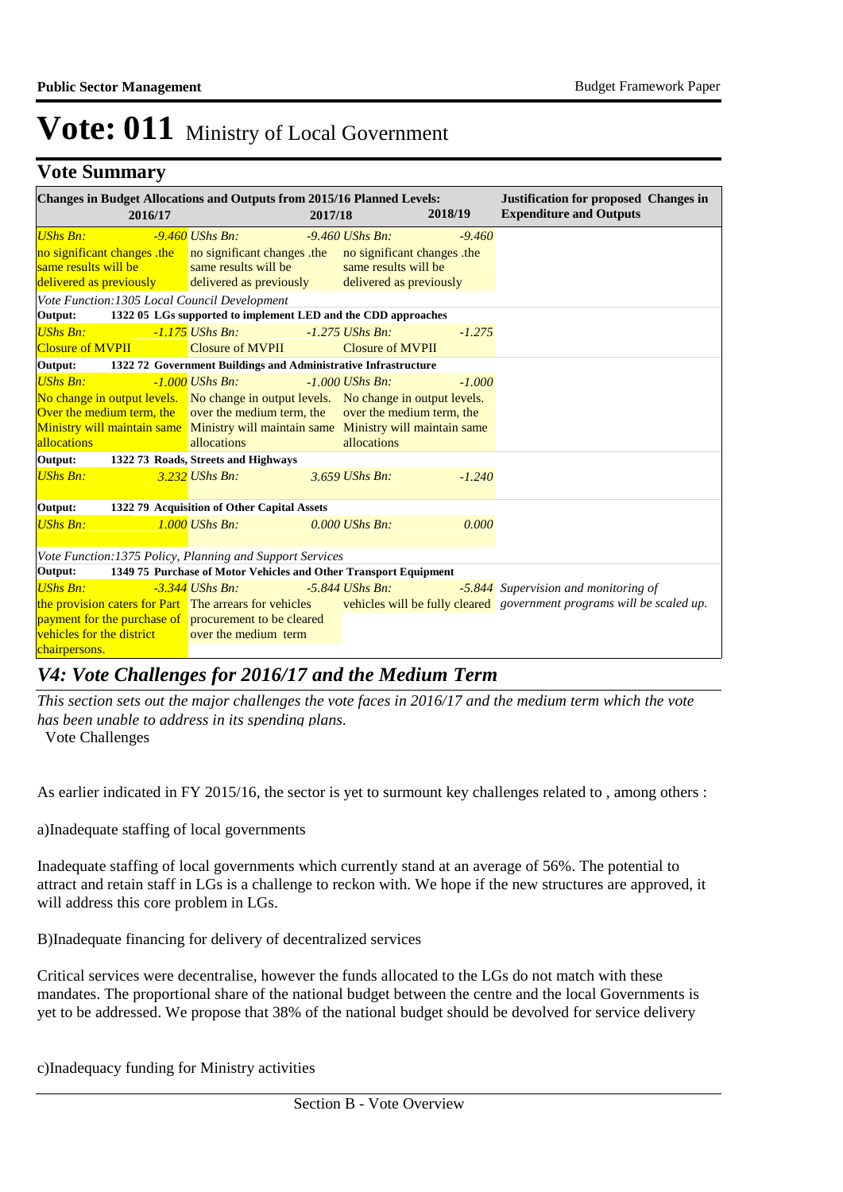# Vote: 011 Ministry of Local Government

## Vote Summary

| Changes in Budget Allocations and Outputs from 2015/16 Planned Levels: 2016/17 | 2017/18 | 2018/19 | Justification for proposed Changes in Expenditure and Outputs |
|---|---|---|---|
| *UShs Bn: -9.460* no significant changes .the same results will be delivered as previously | *UShs Bn: -9.460* no significant changes .the same results will be delivered as previously | *UShs Bn: -9.460* no significant changes .the same results will be delivered as previously | |
| *Vote Function:1305 Local Council Development* | | | |
| **Output: 1322 05 LGs supported to implement LED and the CDD approaches** | | | |
| *UShs Bn: -1.175* Closure of MVPII | *UShs Bn: -1.275* Closure of MVPII | *UShs Bn: -1.275* Closure of MVPII | |
| **Output: 1322 72 Government Buildings and Administrative Infrastructure** | | | |
| *UShs Bn: -1.000* No change in output levels. Over the medium term, the Ministry will maintain same allocations | *UShs Bn: -1.000* No change in output levels. over the medium term, the Ministry will maintain same allocations | *UShs Bn: -1.000* No change in output levels. over the medium term, the Ministry will maintain same allocations | |
| **Output: 1322 73 Roads, Streets and Highways** | | | |
| *UShs Bn: 3.232* | *UShs Bn: 3.659* | *UShs Bn: -1.240* | |
| **Output: 1322 79 Acquisition of Other Capital Assets** | | | |
| *UShs Bn: 1.000* | *UShs Bn: 0.000* | *UShs Bn: 0.000* | |
| *Vote Function:1375 Policy, Planning and Support Services* | | | |
| **Output: 1349 75 Purchase of Motor Vehicles and Other Transport Equipment** | | | |
| *UShs Bn: -3.344* the provision caters for Part payment for the purchase of vehicles for the district chairpersons. | *UShs Bn: -5.844* The arrears for vehicles procurement to be cleared over the medium term | *UShs Bn: -5.844* vehicles will be fully cleared | *Supervision and monitoring of government programs will be scaled up.* |

## *V4: Vote Challenges for 2016/17 and the Medium Term*

*This section sets out the major challenges the vote faces in 2016/17 and the medium term which the vote has been unable to address in its spending plans.*

Vote Challenges

As earlier indicated in FY 2015/16, the sector is yet to surmount key challenges related to , among others :

a)Inadequate staffing of local governments

Inadequate staffing of local governments which currently stand at an average of 56%. The potential to attract and retain staff in LGs is a challenge to reckon with. We hope if the new structures are approved, it will address this core problem in LGs.

B)Inadequate financing for delivery of decentralized services

Critical services were decentralise, however the funds allocated to the LGs do not match with these mandates. The proportional share of the national budget between the centre and the local Governments is yet to be addressed. We propose that 38% of the national budget should be devolved for service delivery

c)Inadequacy funding for Ministry activities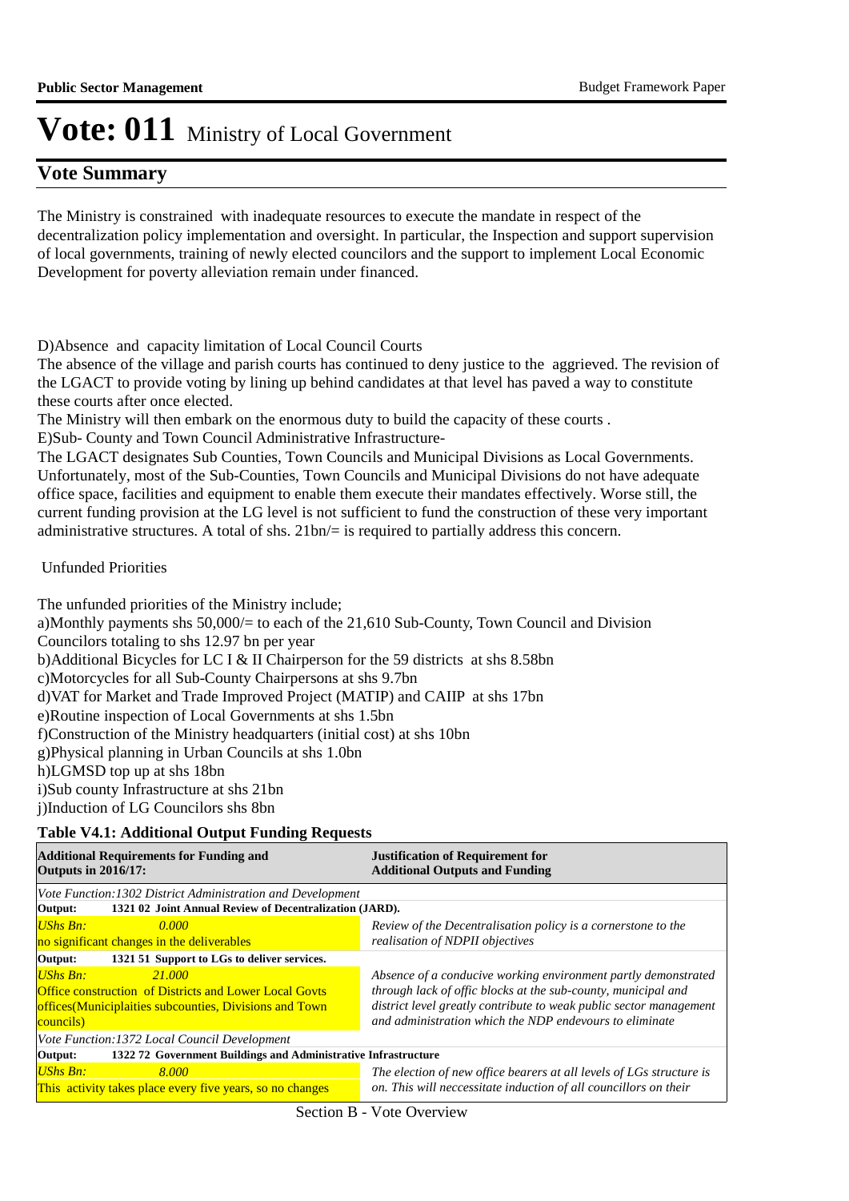# Vote: 011 Ministry of Local Government

## Vote Summary

The Ministry is constrained with inadequate resources to execute the mandate in respect of the decentralization policy implementation and oversight. In particular, the Inspection and support supervision of local governments, training of newly elected councilors and the support to implement Local Economic Development for poverty alleviation remain under financed.

D)Absence and capacity limitation of Local Council Courts
The absence of the village and parish courts has continued to deny justice to the aggrieved. The revision of the LGACT to provide voting by lining up behind candidates at that level has paved a way to constitute these courts after once elected.
The Ministry will then embark on the enormous duty to build the capacity of these courts .
E)Sub- County and Town Council Administrative Infrastructure-
The LGACT designates Sub Counties, Town Councils and Municipal Divisions as Local Governments. Unfortunately, most of the Sub-Counties, Town Councils and Municipal Divisions do not have adequate office space, facilities and equipment to enable them execute their mandates effectively. Worse still, the current funding provision at the LG level is not sufficient to fund the construction of these very important administrative structures. A total of shs. 21bn/= is required to partially address this concern.

Unfunded Priorities

The unfunded priorities of the Ministry include;
a)Monthly payments shs 50,000/= to each of the 21,610 Sub-County, Town Council and Division Councilors totaling to shs 12.97 bn per year
b)Additional Bicycles for LC I & II Chairperson for the 59 districts at shs 8.58bn
c)Motorcycles for all Sub-County Chairpersons at shs 9.7bn
d)VAT for Market and Trade Improved Project (MATIP) and CAIIP at shs 17bn
e)Routine inspection of Local Governments at shs 1.5bn
f)Construction of the Ministry headquarters (initial cost) at shs 10bn
g)Physical planning in Urban Councils at shs 1.0bn
h)LGMSD top up at shs 18bn
i)Sub county Infrastructure at shs 21bn
j)Induction of LG Councilors shs 8bn

**Table V4.1: Additional Output Funding Requests**

| Additional Requirements for Funding and Outputs in 2016/17: | Justification of Requirement for Additional Outputs and Funding |
|---|---|
| *Vote Function:1302 District Administration and Development* | |
| **Output: 1321 02 Joint Annual Review of Decentralization (JARD).** | |
| *UShs Bn: 0.000*<br>no significant changes in the deliverables | *Review of the Decentralisation policy is a cornerstone to the realisation of NDPII objectives* |
| **Output: 1321 51 Support to LGs to deliver services.** | |
| *UShs Bn: 21.000*<br>Office construction of Districts and Lower Local Govts offices(Municiplaities subcounties, Divisions and Town councils) | *Absence of a conducive working environment partly demonstrated through lack of offic blocks at the sub-county, municipal and district level greatly contribute to weak public sector management and administration which the NDP endevours to eliminate* |
| *Vote Function:1372 Local Council Development* | |
| **Output: 1322 72 Government Buildings and Administrative Infrastructure** | |
| *UShs Bn: 8.000*<br>This activity takes place every five years, so no changes | *The election of new office bearers at all levels of LGs structure is on. This will neccessitate induction of all councillors on their* |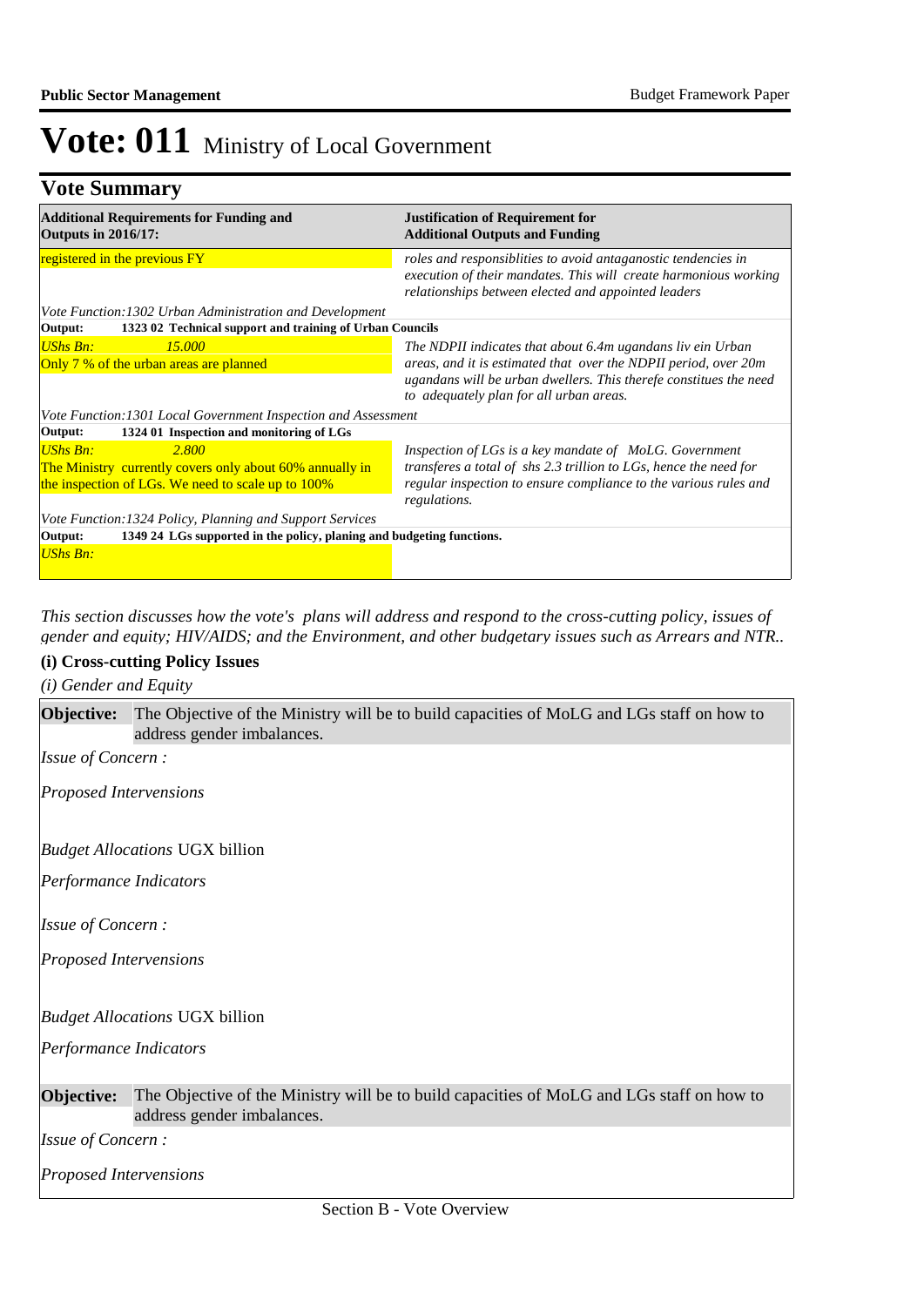# Vote: 011 Ministry of Local Government

## Vote Summary

| Additional Requirements for Funding and Outputs in 2016/17: | Justification of Requirement for Additional Outputs and Funding |
|---|---|
| registered in the previous FY | *roles and responsiblities to avoid antaganostic tendencies in execution of their mandates. This will create harmonious working relationships between elected and appointed leaders* |
| *Vote Function:1302 Urban Administration and Development* | |
| **Output: 1323 02 Technical support and training of Urban Councils** | |
| *UShs Bn: 15.000*<br>Only 7 % of the urban areas are planned | *The NDPII indicates that about 6.4m ugandans liv ein Urban areas, and it is estimated that over the NDPII period, over 20m ugandans will be urban dwellers. This therefe constitues the need to adequately plan for all urban areas.* |
| *Vote Function:1301 Local Government Inspection and Assessment* | |
| **Output: 1324 01 Inspection and monitoring of LGs** | |
| *UShs Bn: 2.800*<br>The Ministry currently covers only about 60% annually in the inspection of LGs. We need to scale up to 100% | *Inspection of LGs is a key mandate of MoLG. Government transferes a total of shs 2.3 trillion to LGs, hence the need for regular inspection to ensure compliance to the various rules and regulations.* |
| *Vote Function:1324 Policy, Planning and Support Services* | |
| **Output: 1349 24 LGs supported in the policy, planing and budgeting functions.** | |
| *UShs Bn:* | |

*This section discusses how the vote's plans will address and respond to the cross-cutting policy, issues of gender and equity; HIV/AIDS; and the Environment, and other budgetary issues such as Arrears and NTR..*

### (i) Cross-cutting Policy Issues

*(i) Gender and Equity*

**Objective:** The Objective of the Ministry will be to build capacities of MoLG and LGs staff on how to address gender imbalances.

*Issue of Concern :*

*Proposed Interventions*

*Budget Allocations* UGX billion

*Performance Indicators*

*Issue of Concern :*

*Proposed Interventions*

*Budget Allocations* UGX billion

*Performance Indicators*

**Objective:** The Objective of the Ministry will be to build capacities of MoLG and LGs staff on how to address gender imbalances.

*Issue of Concern :*

*Proposed Interventions*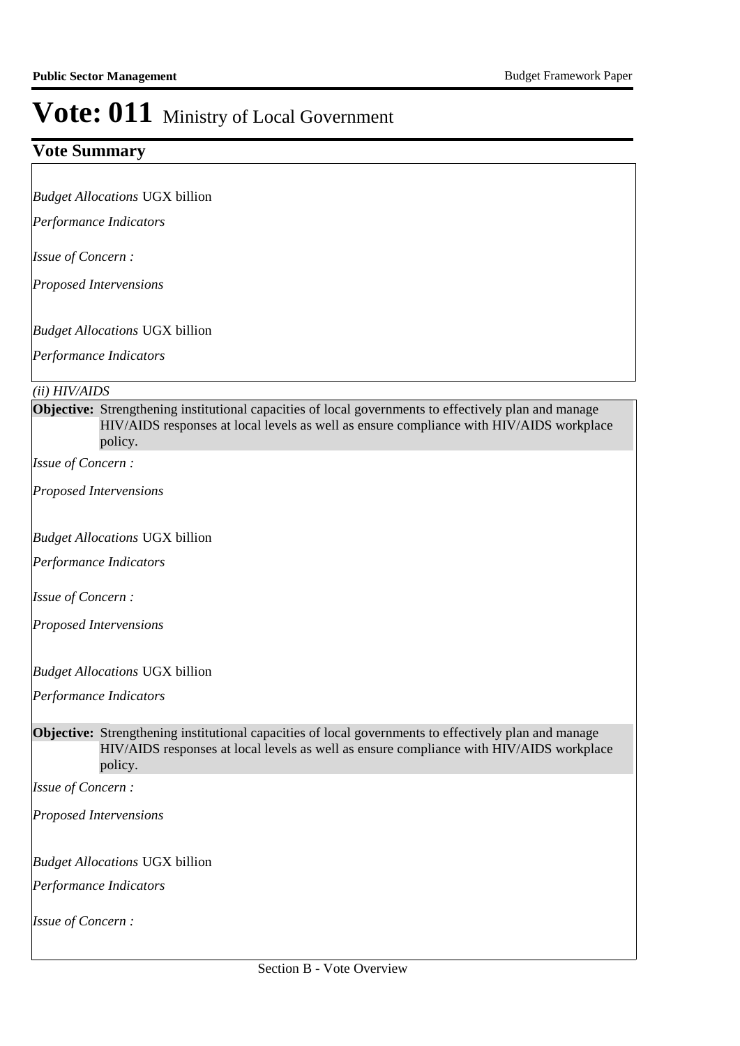# Vote: 011 Ministry of Local Government

## Vote Summary

*Budget Allocations* UGX billion

*Performance Indicators*

*Issue of Concern :*

*Proposed Interventions*

*Budget Allocations* UGX billion

*Performance Indicators*

*(ii) HIV/AIDS*

**Objective:** Strengthening institutional capacities of local governments to effectively plan and manage HIV/AIDS responses at local levels as well as ensure compliance with HIV/AIDS workplace policy.

*Issue of Concern :*

*Proposed Interventions*

*Budget Allocations* UGX billion

*Performance Indicators*

*Issue of Concern :*

*Proposed Interventions*

*Budget Allocations* UGX billion

*Performance Indicators*

**Objective:** Strengthening institutional capacities of local governments to effectively plan and manage HIV/AIDS responses at local levels as well as ensure compliance with HIV/AIDS workplace policy.

*Issue of Concern :*

*Proposed Interventions*

*Budget Allocations* UGX billion

*Performance Indicators*

*Issue of Concern :*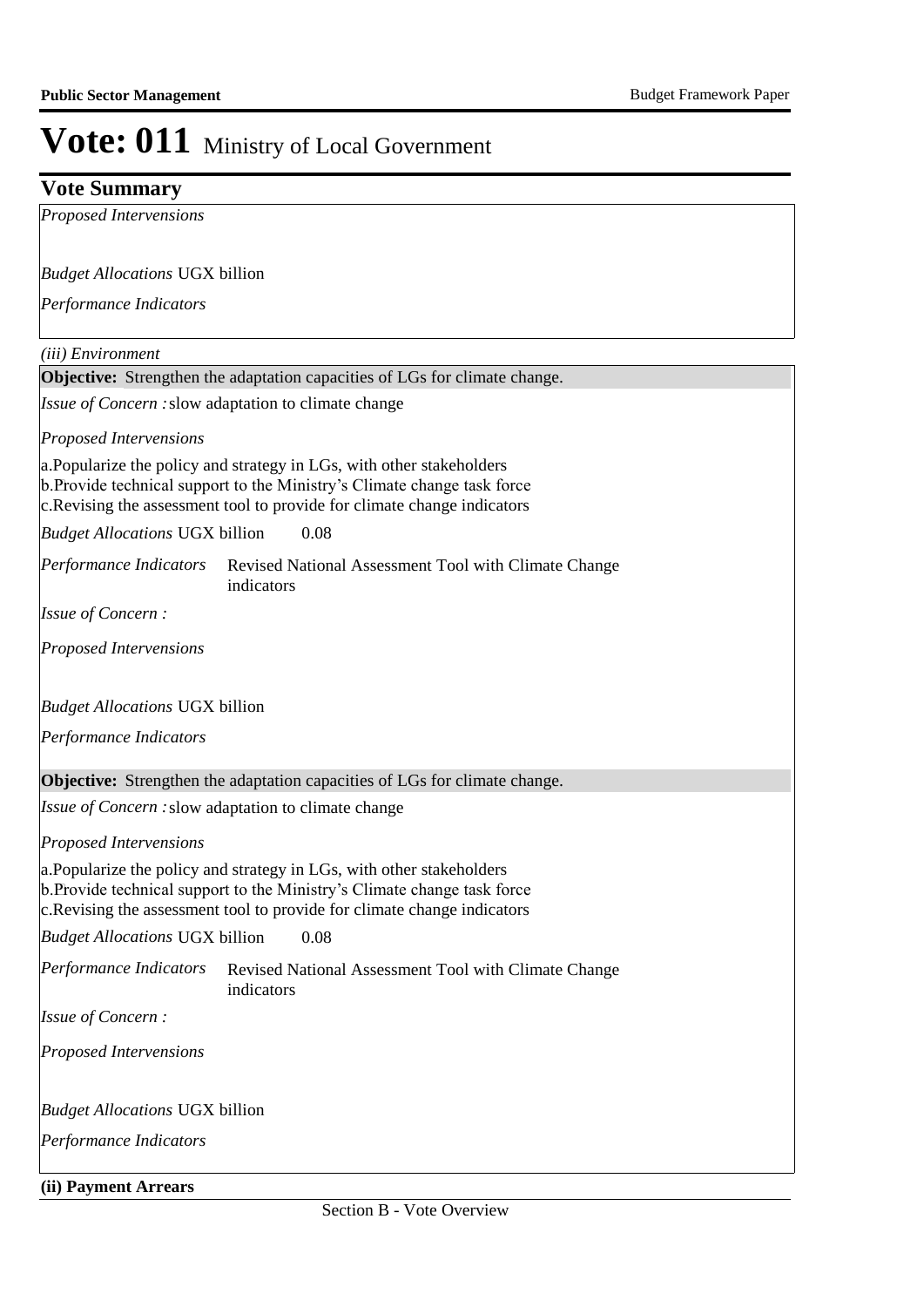# Vote: 011 Ministry of Local Government

## Vote Summary

*Proposed Interventions*

*Budget Allocations* UGX billion

*Performance Indicators*

*(iii) Environment*

**Objective:** Strengthen the adaptation capacities of LGs for climate change.

*Issue of Concern :* slow adaptation to climate change

*Proposed Interventions*

a.Popularize the policy and strategy in LGs, with other stakeholders
b.Provide technical support to the Ministry's Climate change task force
c.Revising the assessment tool to provide for climate change indicators

*Budget Allocations* UGX billion 0.08

*Performance Indicators* Revised National Assessment Tool with Climate Change indicators

*Issue of Concern :*

*Proposed Interventions*

*Budget Allocations* UGX billion

*Performance Indicators*

**Objective:** Strengthen the adaptation capacities of LGs for climate change.

*Issue of Concern :* slow adaptation to climate change

*Proposed Interventions*

a.Popularize the policy and strategy in LGs, with other stakeholders
b.Provide technical support to the Ministry's Climate change task force
c.Revising the assessment tool to provide for climate change indicators

*Budget Allocations* UGX billion 0.08

*Performance Indicators* Revised National Assessment Tool with Climate Change indicators

*Issue of Concern :*

*Proposed Interventions*

*Budget Allocations* UGX billion

*Performance Indicators*

**(ii) Payment Arrears**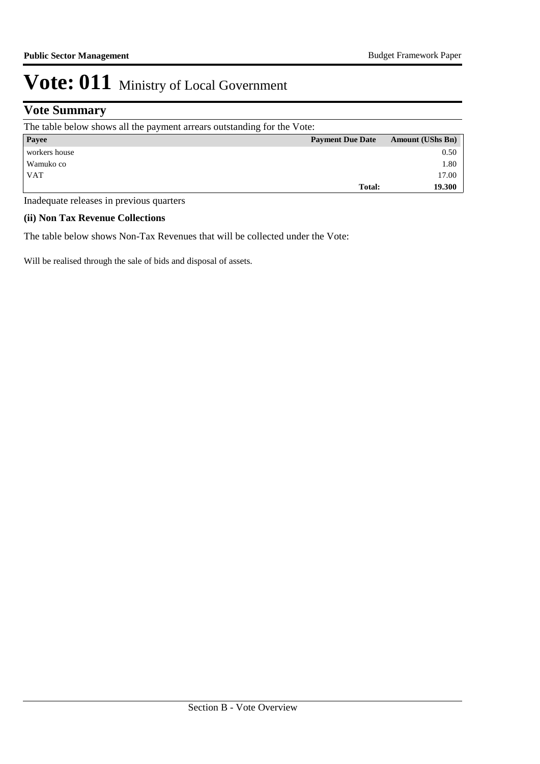# Vote: 011 Ministry of Local Government

## Vote Summary

The table below shows all the payment arrears outstanding for the Vote:

| Payee | Payment Due Date | Amount (UShs Bn) |
|---|---|---|
| workers house | | 0.50 |
| Wamuko co | | 1.80 |
| VAT | | 17.00 |
| | **Total:** | **19.300** |

Inadequate releases in previous quarters

**(ii) Non Tax Revenue Collections**

The table below shows Non-Tax Revenues that will be collected under the Vote:

Will be realised through the sale of bids and disposal of assets.